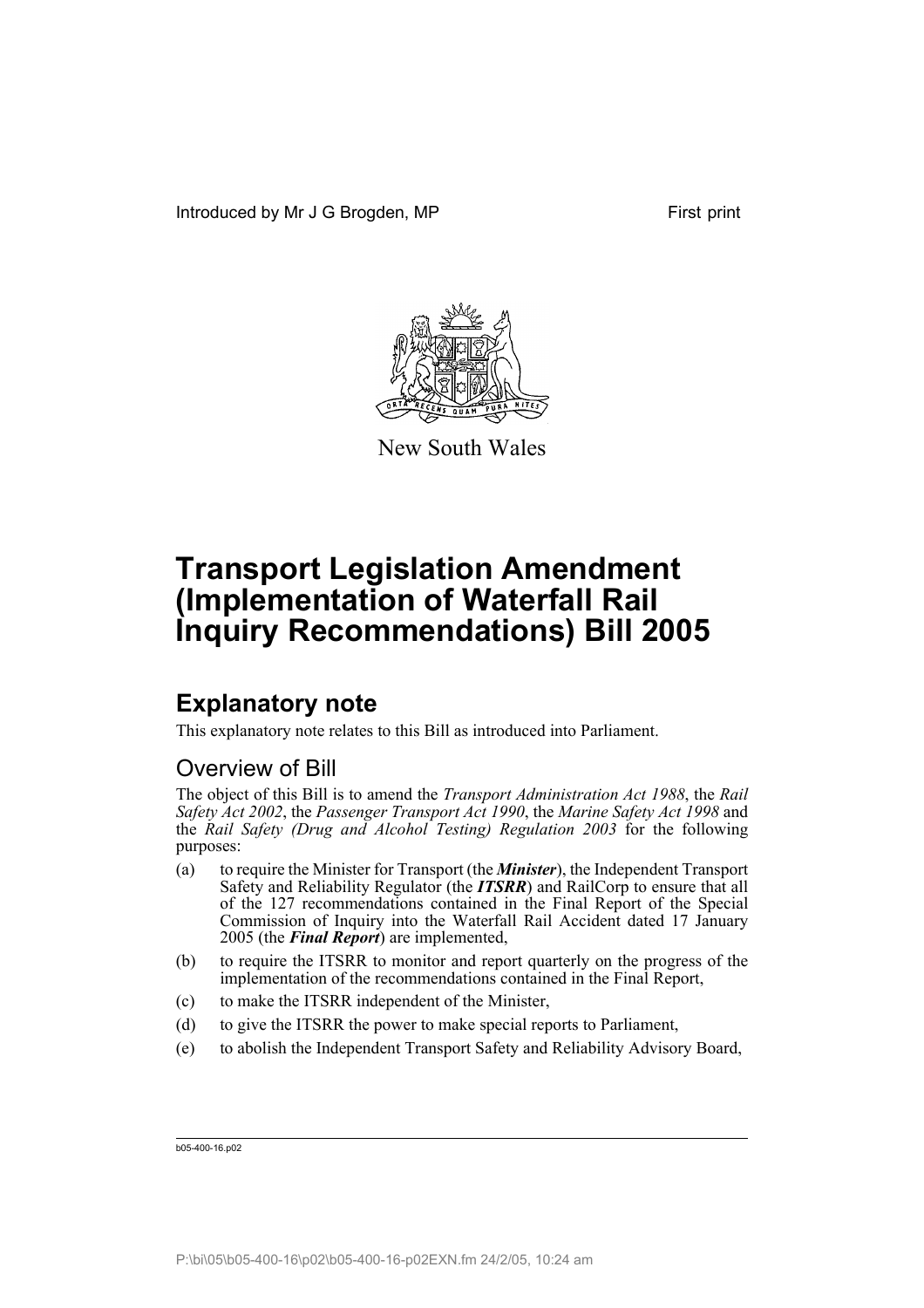Introduced by Mr J G Brogden, MP First print

New South Wales

# Transport Legislation Amendment (Implementation of Waterfall Rail Inquiry Recommendations) Bill 2005

## Explanatory note

This explanatory note relates to this Bill as introduced into Parliament.

### Overview of Bill

The object of this Bill is to amend the *Transport Administration Act 1988*, the *Rail Safety Act 2002*, the *Passenger Transport Act 1990*, the *Marine Safety Act 1998* and the *Rail Safety (Drug and Alcohol Testing) Regulation 2003* for the following purposes:

(a) to require the Minister for Transport (the ***Minister***), the Independent Transport Safety and Reliability Regulator (the ***ITSRR***) and RailCorp to ensure that all of the 127 recommendations contained in the Final Report of the Special Commission of Inquiry into the Waterfall Rail Accident dated 17 January 2005 (the ***Final Report***) are implemented,

(b) to require the ITSRR to monitor and report quarterly on the progress of the implementation of the recommendations contained in the Final Report,

(c) to make the ITSRR independent of the Minister,

(d) to give the ITSRR the power to make special reports to Parliament,

(e) to abolish the Independent Transport Safety and Reliability Advisory Board,

b05-400-16.p02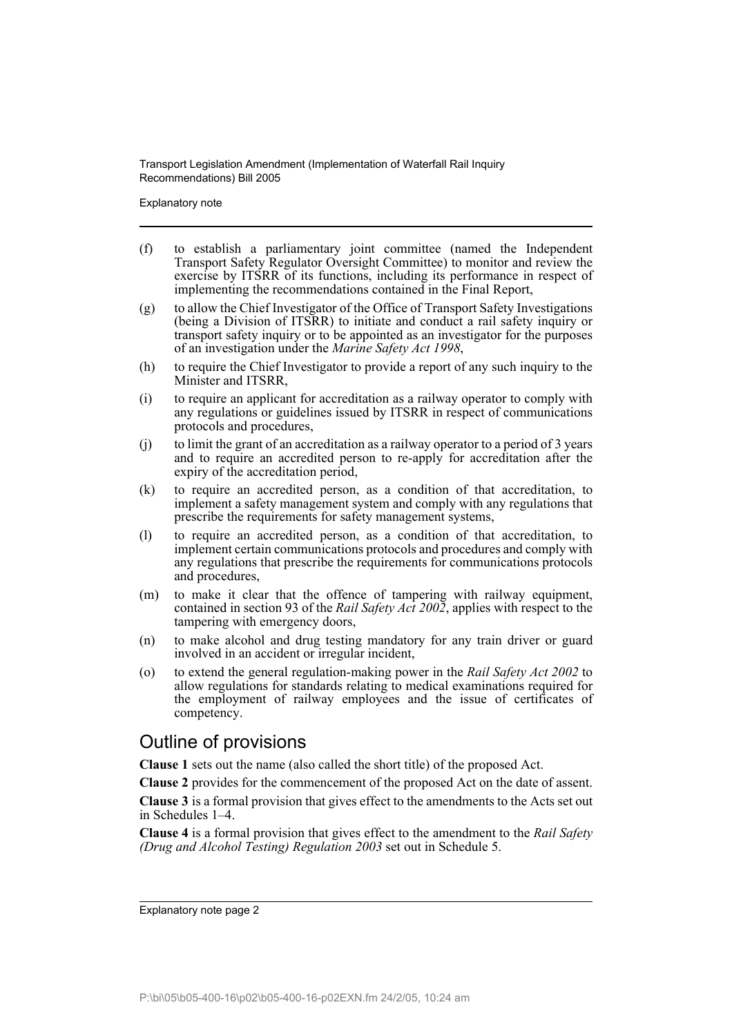(f) to establish a parliamentary joint committee (named the Independent Transport Safety Regulator Oversight Committee) to monitor and review the exercise by ITSRR of its functions, including its performance in respect of implementing the recommendations contained in the Final Report,

(g) to allow the Chief Investigator of the Office of Transport Safety Investigations (being a Division of ITSRR) to initiate and conduct a rail safety inquiry or transport safety inquiry or to be appointed as an investigator for the purposes of an investigation under the *Marine Safety Act 1998*,

(h) to require the Chief Investigator to provide a report of any such inquiry to the Minister and ITSRR,

(i) to require an applicant for accreditation as a railway operator to comply with any regulations or guidelines issued by ITSRR in respect of communications protocols and procedures,

(j) to limit the grant of an accreditation as a railway operator to a period of 3 years and to require an accredited person to re-apply for accreditation after the expiry of the accreditation period,

(k) to require an accredited person, as a condition of that accreditation, to implement a safety management system and comply with any regulations that prescribe the requirements for safety management systems,

(l) to require an accredited person, as a condition of that accreditation, to implement certain communications protocols and procedures and comply with any regulations that prescribe the requirements for communications protocols and procedures,

(m) to make it clear that the offence of tampering with railway equipment, contained in section 93 of the *Rail Safety Act 2002*, applies with respect to the tampering with emergency doors,

(n) to make alcohol and drug testing mandatory for any train driver or guard involved in an accident or irregular incident,

(o) to extend the general regulation-making power in the *Rail Safety Act 2002* to allow regulations for standards relating to medical examinations required for the employment of railway employees and the issue of certificates of competency.

## Outline of provisions

**Clause 1** sets out the name (also called the short title) of the proposed Act.

**Clause 2** provides for the commencement of the proposed Act on the date of assent.

**Clause 3** is a formal provision that gives effect to the amendments to the Acts set out in Schedules 1–4.

**Clause 4** is a formal provision that gives effect to the amendment to the *Rail Safety (Drug and Alcohol Testing) Regulation 2003* set out in Schedule 5.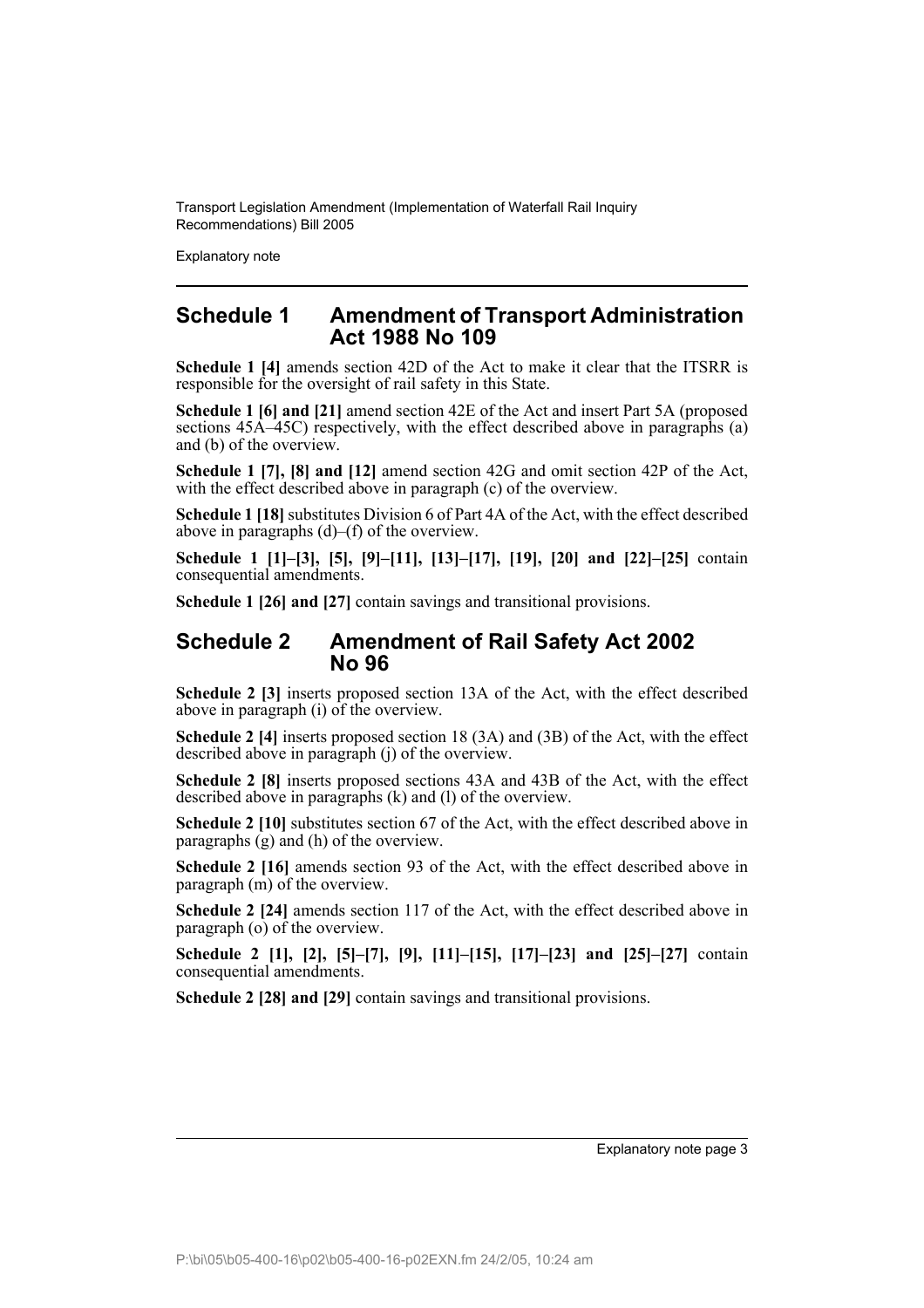## Schedule 1 Amendment of Transport Administration Act 1988 No 109

**Schedule 1 [4]** amends section 42D of the Act to make it clear that the ITSRR is responsible for the oversight of rail safety in this State.

**Schedule 1 [6] and [21]** amend section 42E of the Act and insert Part 5A (proposed sections 45A–45C) respectively, with the effect described above in paragraphs (a) and (b) of the overview.

**Schedule 1 [7], [8] and [12]** amend section 42G and omit section 42P of the Act, with the effect described above in paragraph (c) of the overview.

**Schedule 1 [18]** substitutes Division 6 of Part 4A of the Act, with the effect described above in paragraphs (d)–(f) of the overview.

**Schedule 1 [1]–[3], [5], [9]–[11], [13]–[17], [19], [20] and [22]–[25]** contain consequential amendments.

**Schedule 1 [26] and [27]** contain savings and transitional provisions.

## Schedule 2 Amendment of Rail Safety Act 2002 No 96

**Schedule 2 [3]** inserts proposed section 13A of the Act, with the effect described above in paragraph (i) of the overview.

**Schedule 2 [4]** inserts proposed section 18 (3A) and (3B) of the Act, with the effect described above in paragraph (j) of the overview.

**Schedule 2 [8]** inserts proposed sections 43A and 43B of the Act, with the effect described above in paragraphs (k) and (l) of the overview.

**Schedule 2 [10]** substitutes section 67 of the Act, with the effect described above in paragraphs (g) and (h) of the overview.

**Schedule 2 [16]** amends section 93 of the Act, with the effect described above in paragraph (m) of the overview.

**Schedule 2 [24]** amends section 117 of the Act, with the effect described above in paragraph (o) of the overview.

**Schedule 2 [1], [2], [5]–[7], [9], [11]–[15], [17]–[23] and [25]–[27]** contain consequential amendments.

**Schedule 2 [28] and [29]** contain savings and transitional provisions.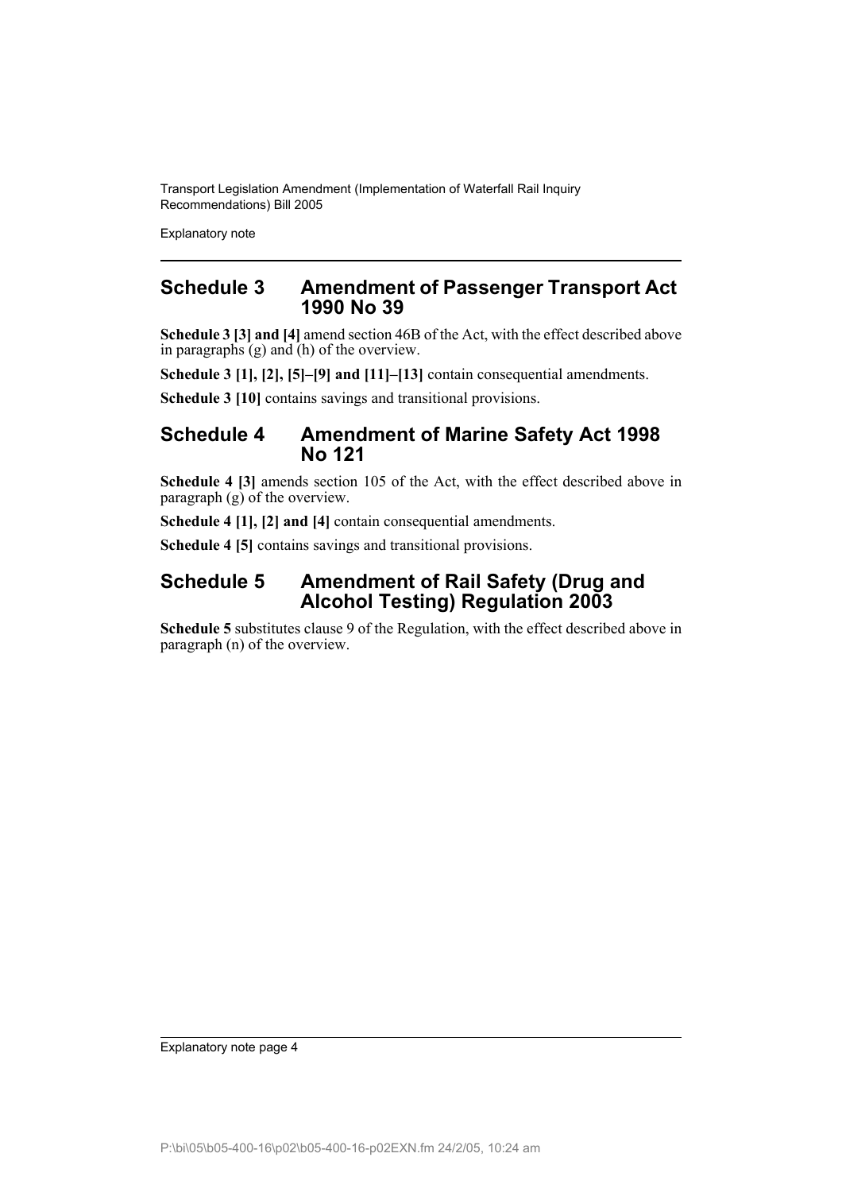## Schedule 3 Amendment of Passenger Transport Act 1990 No 39

**Schedule 3 [3] and [4]** amend section 46B of the Act, with the effect described above in paragraphs (g) and (h) of the overview.

**Schedule 3 [1], [2], [5]–[9] and [11]–[13]** contain consequential amendments.

**Schedule 3 [10]** contains savings and transitional provisions.

## Schedule 4 Amendment of Marine Safety Act 1998 No 121

**Schedule 4 [3]** amends section 105 of the Act, with the effect described above in paragraph (g) of the overview.

**Schedule 4 [1], [2] and [4]** contain consequential amendments.

**Schedule 4 [5]** contains savings and transitional provisions.

## Schedule 5 Amendment of Rail Safety (Drug and Alcohol Testing) Regulation 2003

**Schedule 5** substitutes clause 9 of the Regulation, with the effect described above in paragraph (n) of the overview.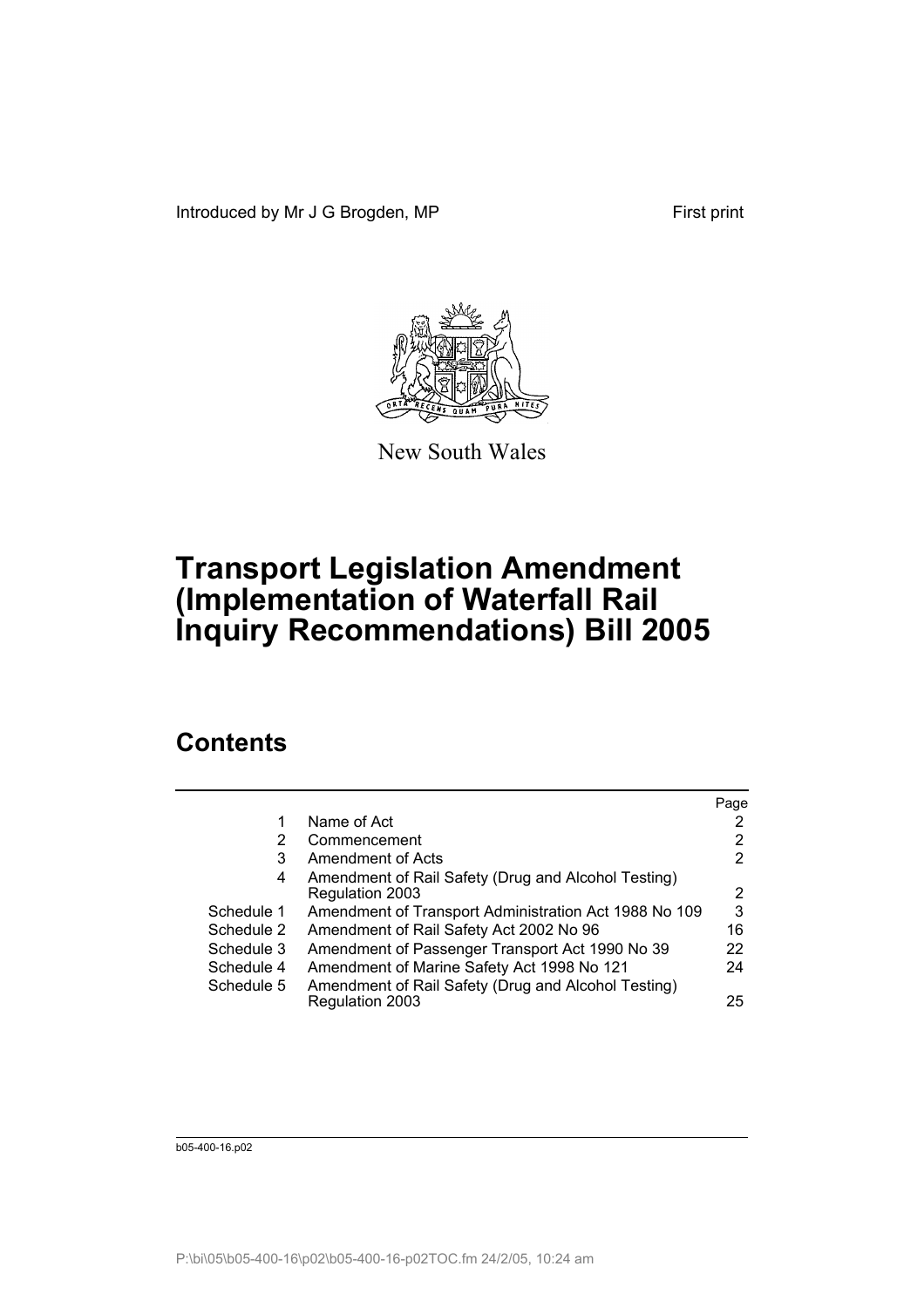Introduced by Mr J G Brogden, MP First print

New South Wales

# Transport Legislation Amendment (Implementation of Waterfall Rail Inquiry Recommendations) Bill 2005

## Contents

| | | Page |
|---|---|---|
| 1 | Name of Act | 2 |
| 2 | Commencement | 2 |
| 3 | Amendment of Acts | 2 |
| 4 | Amendment of Rail Safety (Drug and Alcohol Testing) Regulation 2003 | 2 |
| Schedule 1 | Amendment of Transport Administration Act 1988 No 109 | 3 |
| Schedule 2 | Amendment of Rail Safety Act 2002 No 96 | 16 |
| Schedule 3 | Amendment of Passenger Transport Act 1990 No 39 | 22 |
| Schedule 4 | Amendment of Marine Safety Act 1998 No 121 | 24 |
| Schedule 5 | Amendment of Rail Safety (Drug and Alcohol Testing) Regulation 2003 | 25 |

b05-400-16.p02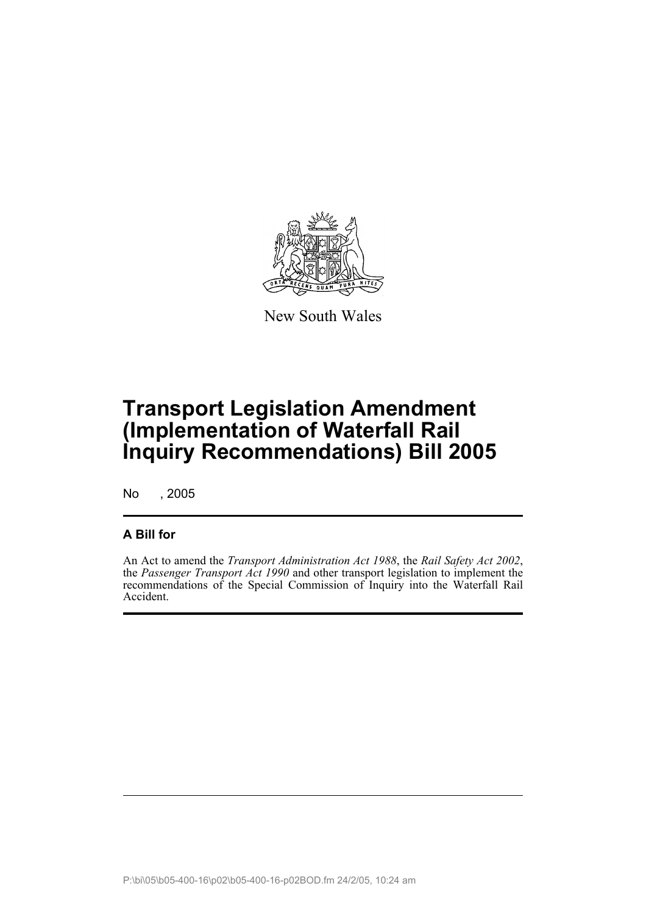New South Wales

# Transport Legislation Amendment (Implementation of Waterfall Rail Inquiry Recommendations) Bill 2005

No , 2005

## A Bill for

An Act to amend the *Transport Administration Act 1988*, the *Rail Safety Act 2002*, the *Passenger Transport Act 1990* and other transport legislation to implement the recommendations of the Special Commission of Inquiry into the Waterfall Rail Accident.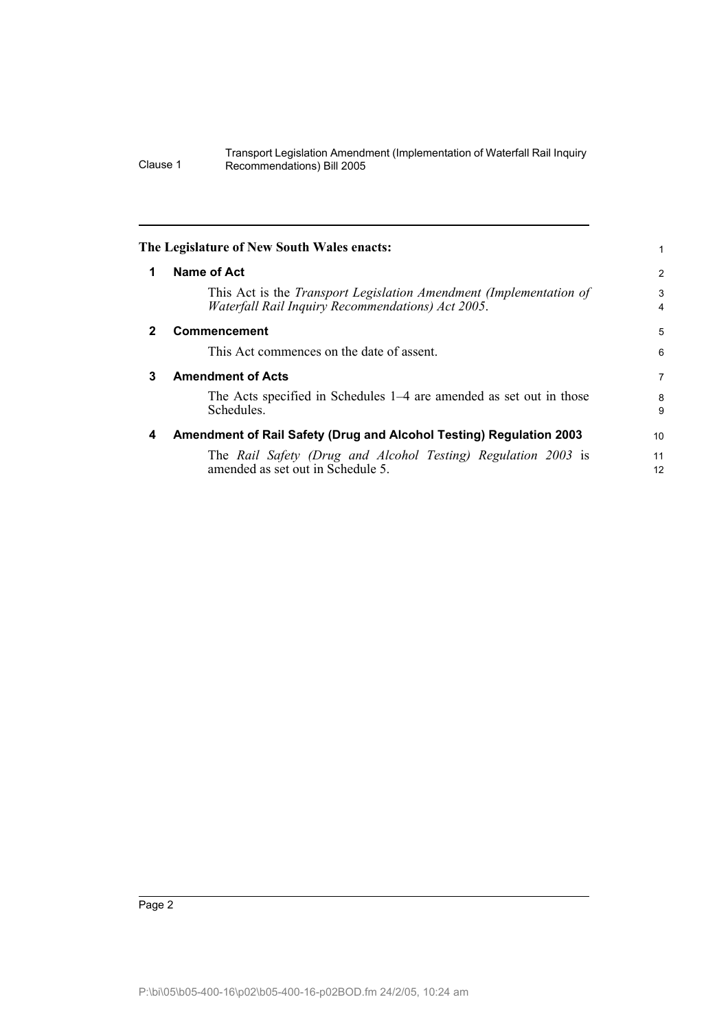**The Legislature of New South Wales enacts:**

## 1 Name of Act

This Act is the *Transport Legislation Amendment (Implementation of Waterfall Rail Inquiry Recommendations) Act 2005*.

## 2 Commencement

This Act commences on the date of assent.

## 3 Amendment of Acts

The Acts specified in Schedules 1–4 are amended as set out in those Schedules.

## 4 Amendment of Rail Safety (Drug and Alcohol Testing) Regulation 2003

The *Rail Safety (Drug and Alcohol Testing) Regulation 2003* is amended as set out in Schedule 5.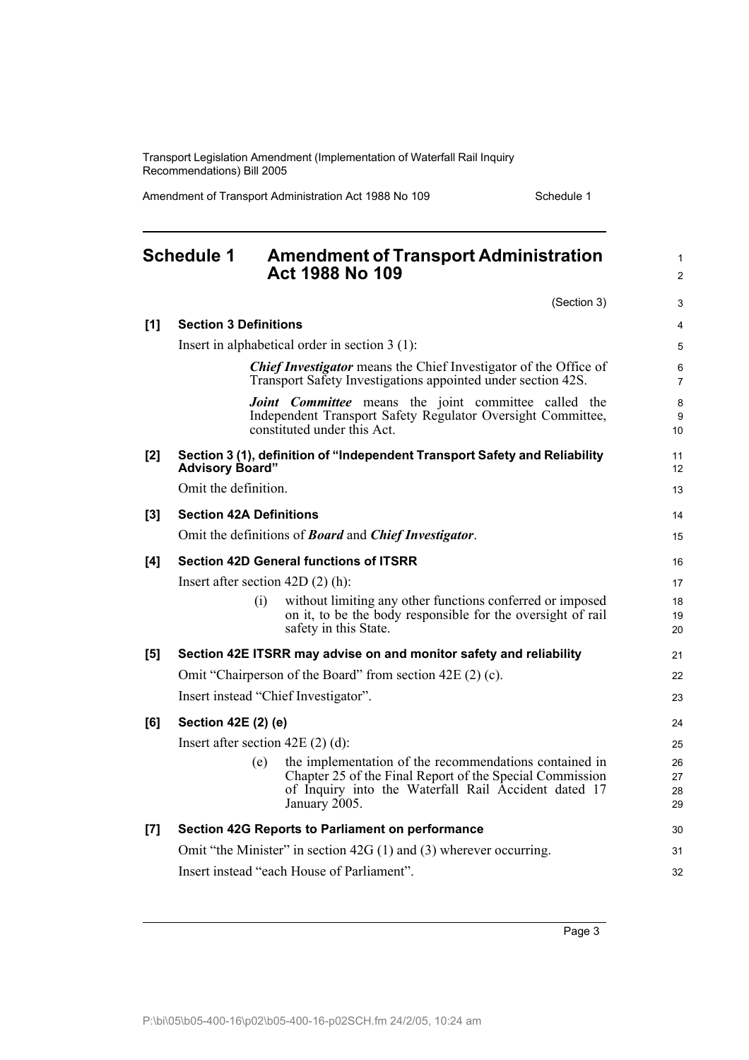## Schedule 1 Amendment of Transport Administration Act 1988 No 109

(Section 3)

**[1] Section 3 Definitions**

Insert in alphabetical order in section 3 (1):

> ***Chief Investigator*** means the Chief Investigator of the Office of Transport Safety Investigations appointed under section 42S.
>
> ***Joint Committee*** means the joint committee called the Independent Transport Safety Regulator Oversight Committee, constituted under this Act.

**[2] Section 3 (1), definition of "Independent Transport Safety and Reliability Advisory Board"**

Omit the definition.

**[3] Section 42A Definitions**

Omit the definitions of ***Board*** and ***Chief Investigator***.

**[4] Section 42D General functions of ITSRR**

Insert after section 42D (2) (h):

> (i) without limiting any other functions conferred or imposed on it, to be the body responsible for the oversight of rail safety in this State.

**[5] Section 42E ITSRR may advise on and monitor safety and reliability**

Omit "Chairperson of the Board" from section 42E (2) (c).

Insert instead "Chief Investigator".

**[6] Section 42E (2) (e)**

Insert after section 42E (2) (d):

> (e) the implementation of the recommendations contained in Chapter 25 of the Final Report of the Special Commission of Inquiry into the Waterfall Rail Accident dated 17 January 2005.

**[7] Section 42G Reports to Parliament on performance**

Omit "the Minister" in section 42G (1) and (3) wherever occurring.

Insert instead "each House of Parliament".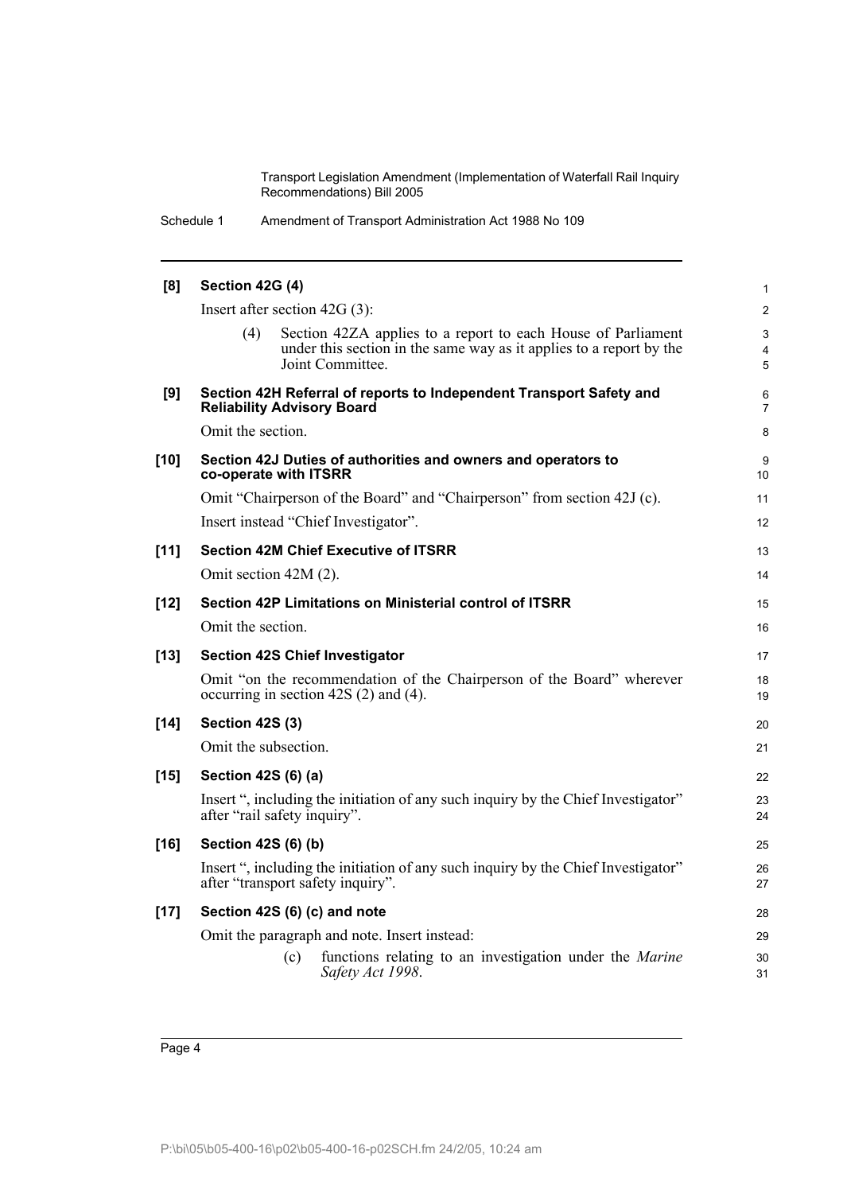**[8] Section 42G (4)**

Insert after section 42G (3):

(4) Section 42ZA applies to a report to each House of Parliament under this section in the same way as it applies to a report by the Joint Committee.

**[9] Section 42H Referral of reports to Independent Transport Safety and Reliability Advisory Board**

Omit the section.

**[10] Section 42J Duties of authorities and owners and operators to co-operate with ITSRR**

Omit "Chairperson of the Board" and "Chairperson" from section 42J (c).

Insert instead "Chief Investigator".

**[11] Section 42M Chief Executive of ITSRR**

Omit section 42M (2).

**[12] Section 42P Limitations on Ministerial control of ITSRR**

Omit the section.

**[13] Section 42S Chief Investigator**

Omit "on the recommendation of the Chairperson of the Board" wherever occurring in section 42S (2) and (4).

**[14] Section 42S (3)**

Omit the subsection.

**[15] Section 42S (6) (a)**

Insert ", including the initiation of any such inquiry by the Chief Investigator" after "rail safety inquiry".

**[16] Section 42S (6) (b)**

Insert ", including the initiation of any such inquiry by the Chief Investigator" after "transport safety inquiry".

**[17] Section 42S (6) (c) and note**

Omit the paragraph and note. Insert instead:

(c) functions relating to an investigation under the *Marine Safety Act 1998*.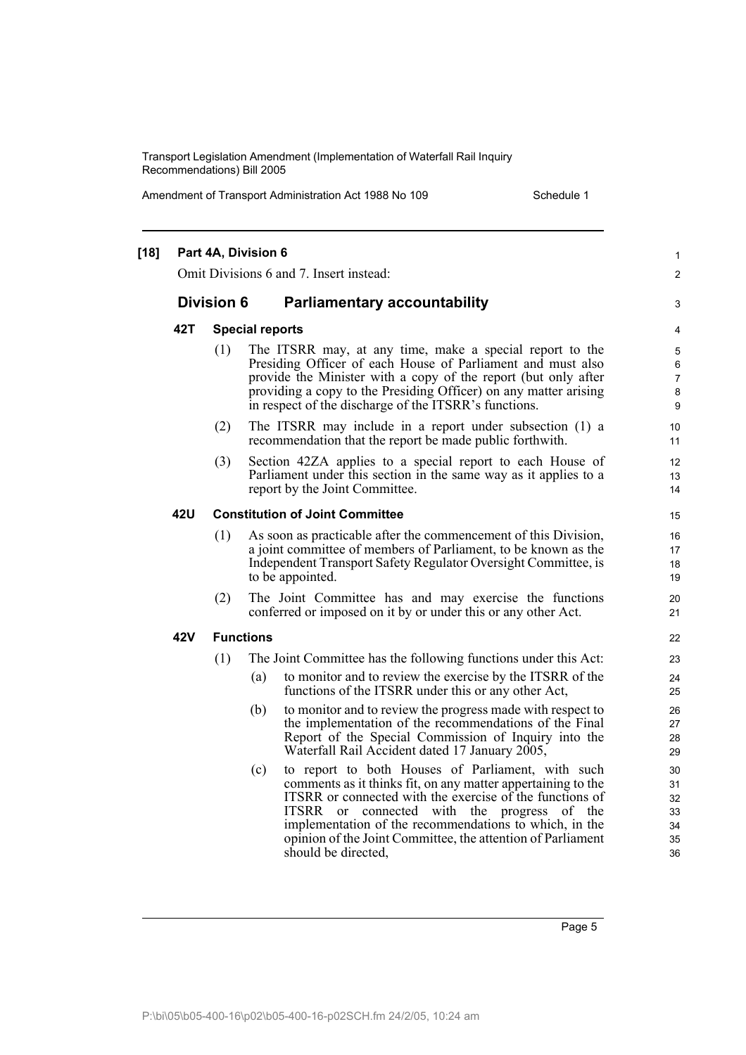**[18] Part 4A, Division 6**

Omit Divisions 6 and 7. Insert instead:

## Division 6 Parliamentary accountability

### 42T Special reports

(1) The ITSRR may, at any time, make a special report to the Presiding Officer of each House of Parliament and must also provide the Minister with a copy of the report (but only after providing a copy to the Presiding Officer) on any matter arising in respect of the discharge of the ITSRR's functions.

(2) The ITSRR may include in a report under subsection (1) a recommendation that the report be made public forthwith.

(3) Section 42ZA applies to a special report to each House of Parliament under this section in the same way as it applies to a report by the Joint Committee.

### 42U Constitution of Joint Committee

(1) As soon as practicable after the commencement of this Division, a joint committee of members of Parliament, to be known as the Independent Transport Safety Regulator Oversight Committee, is to be appointed.

(2) The Joint Committee has and may exercise the functions conferred or imposed on it by or under this or any other Act.

### 42V Functions

(1) The Joint Committee has the following functions under this Act:

(a) to monitor and to review the exercise by the ITSRR of the functions of the ITSRR under this or any other Act,

(b) to monitor and to review the progress made with respect to the implementation of the recommendations of the Final Report of the Special Commission of Inquiry into the Waterfall Rail Accident dated 17 January 2005,

(c) to report to both Houses of Parliament, with such comments as it thinks fit, on any matter appertaining to the ITSRR or connected with the exercise of the functions of ITSRR or connected with the progress of the implementation of the recommendations to which, in the opinion of the Joint Committee, the attention of Parliament should be directed,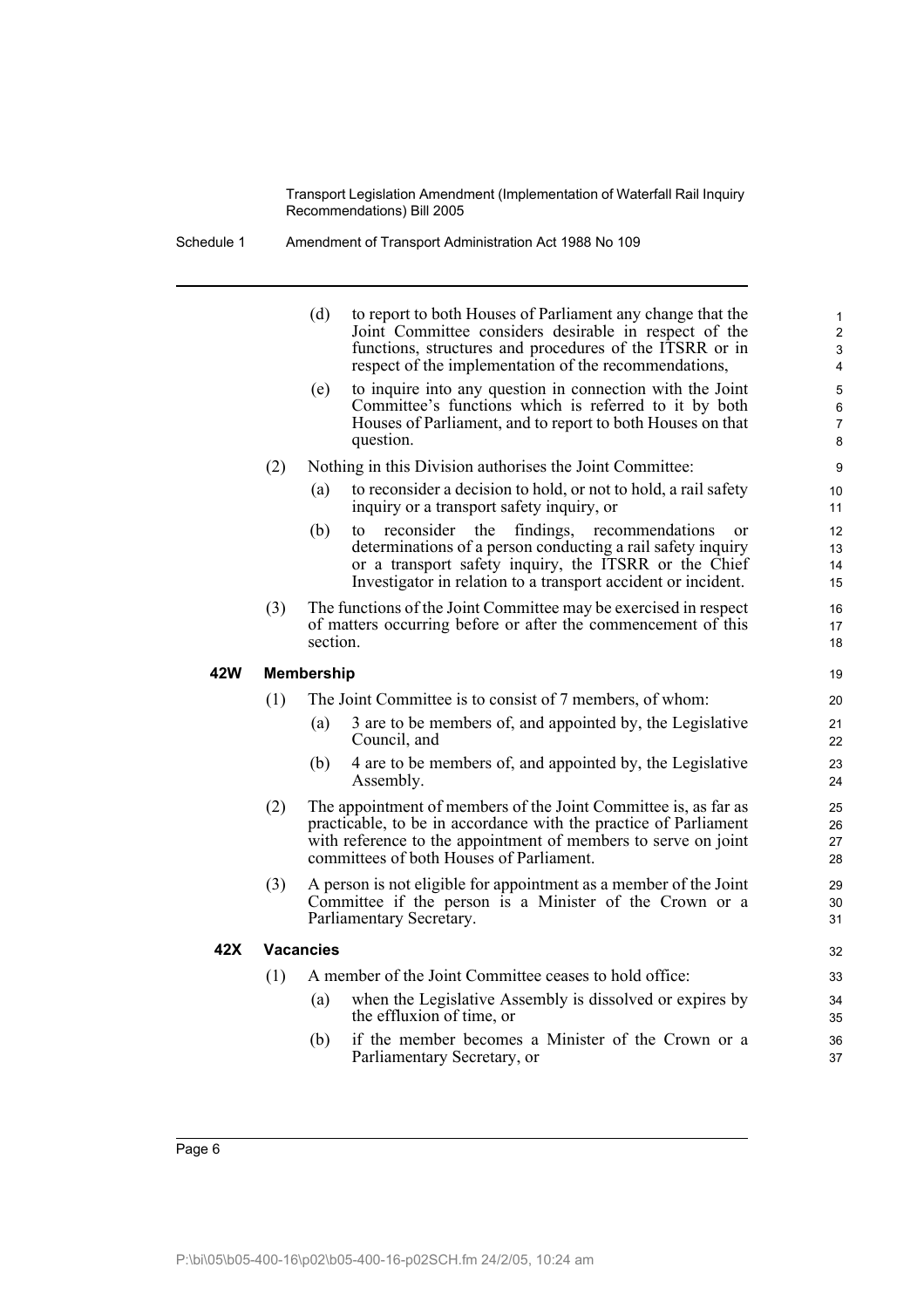(d) to report to both Houses of Parliament any change that the Joint Committee considers desirable in respect of the functions, structures and procedures of the ITSRR or in respect of the implementation of the recommendations,

(e) to inquire into any question in connection with the Joint Committee's functions which is referred to it by both Houses of Parliament, and to report to both Houses on that question.

(2) Nothing in this Division authorises the Joint Committee:

(a) to reconsider a decision to hold, or not to hold, a rail safety inquiry or a transport safety inquiry, or

(b) to reconsider the findings, recommendations or determinations of a person conducting a rail safety inquiry or a transport safety inquiry, the ITSRR or the Chief Investigator in relation to a transport accident or incident.

(3) The functions of the Joint Committee may be exercised in respect of matters occurring before or after the commencement of this section.

**42W Membership**

(1) The Joint Committee is to consist of 7 members, of whom:

(a) 3 are to be members of, and appointed by, the Legislative Council, and

(b) 4 are to be members of, and appointed by, the Legislative Assembly.

(2) The appointment of members of the Joint Committee is, as far as practicable, to be in accordance with the practice of Parliament with reference to the appointment of members to serve on joint committees of both Houses of Parliament.

(3) A person is not eligible for appointment as a member of the Joint Committee if the person is a Minister of the Crown or a Parliamentary Secretary.

**42X Vacancies**

(1) A member of the Joint Committee ceases to hold office:

(a) when the Legislative Assembly is dissolved or expires by the effluxion of time, or

(b) if the member becomes a Minister of the Crown or a Parliamentary Secretary, or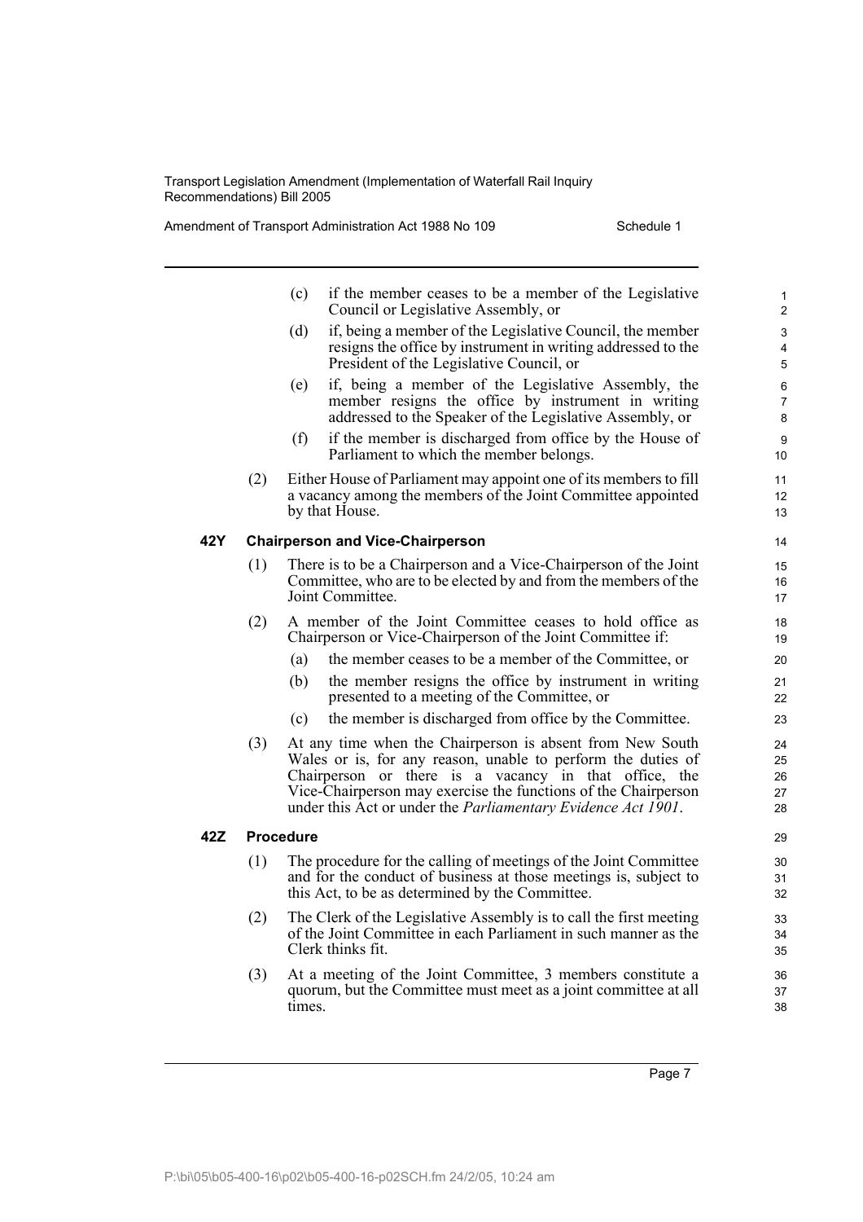(c) if the member ceases to be a member of the Legislative Council or Legislative Assembly, or

(d) if, being a member of the Legislative Council, the member resigns the office by instrument in writing addressed to the President of the Legislative Council, or

(e) if, being a member of the Legislative Assembly, the member resigns the office by instrument in writing addressed to the Speaker of the Legislative Assembly, or

(f) if the member is discharged from office by the House of Parliament to which the member belongs.

(2) Either House of Parliament may appoint one of its members to fill a vacancy among the members of the Joint Committee appointed by that House.

**42Y Chairperson and Vice-Chairperson**

(1) There is to be a Chairperson and a Vice-Chairperson of the Joint Committee, who are to be elected by and from the members of the Joint Committee.

(2) A member of the Joint Committee ceases to hold office as Chairperson or Vice-Chairperson of the Joint Committee if:

(a) the member ceases to be a member of the Committee, or

(b) the member resigns the office by instrument in writing presented to a meeting of the Committee, or

(c) the member is discharged from office by the Committee.

(3) At any time when the Chairperson is absent from New South Wales or is, for any reason, unable to perform the duties of Chairperson or there is a vacancy in that office, the Vice-Chairperson may exercise the functions of the Chairperson under this Act or under the *Parliamentary Evidence Act 1901*.

**42Z Procedure**

(1) The procedure for the calling of meetings of the Joint Committee and for the conduct of business at those meetings is, subject to this Act, to be as determined by the Committee.

(2) The Clerk of the Legislative Assembly is to call the first meeting of the Joint Committee in each Parliament in such manner as the Clerk thinks fit.

(3) At a meeting of the Joint Committee, 3 members constitute a quorum, but the Committee must meet as a joint committee at all times.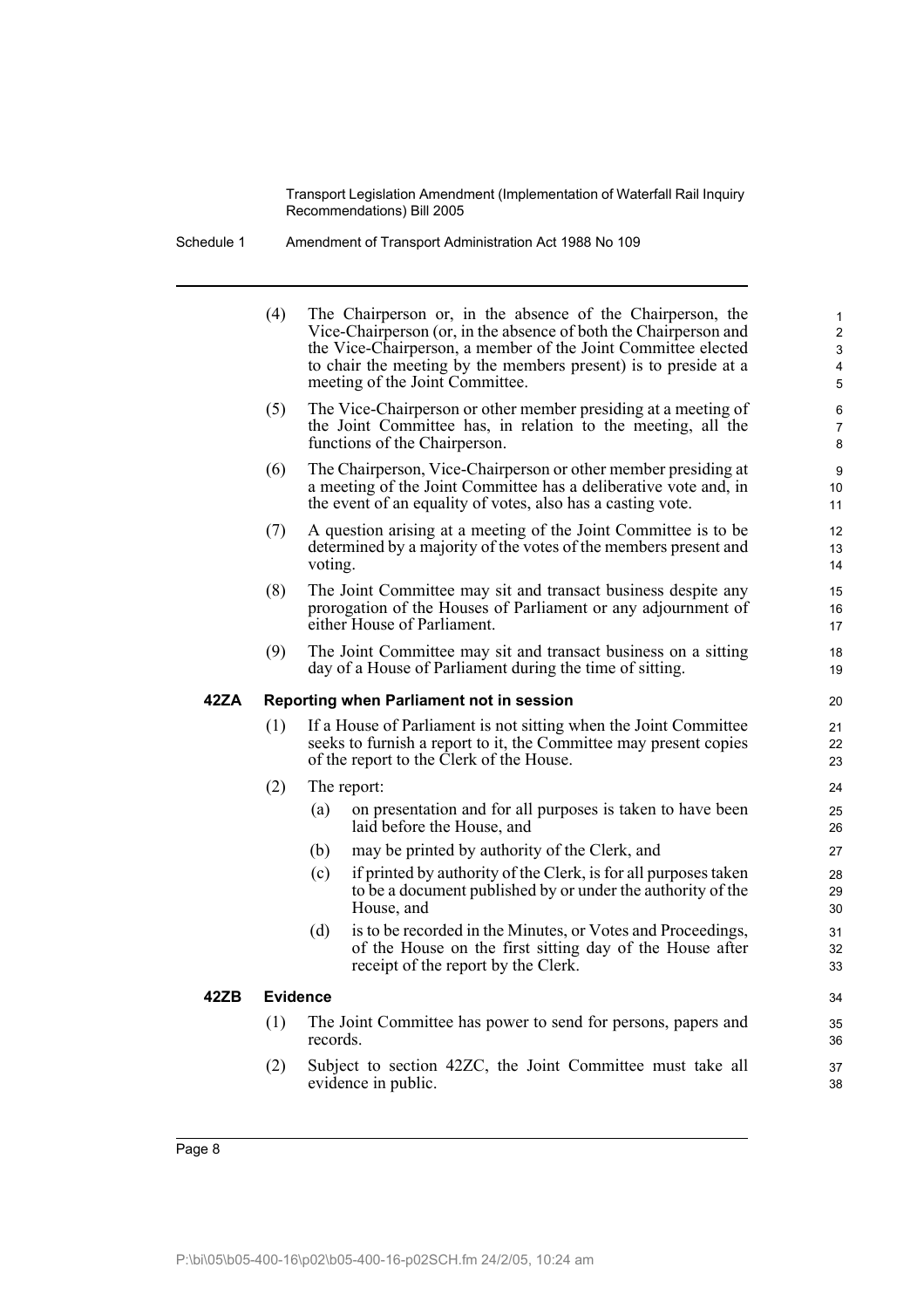(4) The Chairperson or, in the absence of the Chairperson, the Vice-Chairperson (or, in the absence of both the Chairperson and the Vice-Chairperson, a member of the Joint Committee elected to chair the meeting by the members present) is to preside at a meeting of the Joint Committee.

(5) The Vice-Chairperson or other member presiding at a meeting of the Joint Committee has, in relation to the meeting, all the functions of the Chairperson.

(6) The Chairperson, Vice-Chairperson or other member presiding at a meeting of the Joint Committee has a deliberative vote and, in the event of an equality of votes, also has a casting vote.

(7) A question arising at a meeting of the Joint Committee is to be determined by a majority of the votes of the members present and voting.

(8) The Joint Committee may sit and transact business despite any prorogation of the Houses of Parliament or any adjournment of either House of Parliament.

(9) The Joint Committee may sit and transact business on a sitting day of a House of Parliament during the time of sitting.

**42ZA Reporting when Parliament not in session**

(1) If a House of Parliament is not sitting when the Joint Committee seeks to furnish a report to it, the Committee may present copies of the report to the Clerk of the House.

(2) The report:

(a) on presentation and for all purposes is taken to have been laid before the House, and

(b) may be printed by authority of the Clerk, and

(c) if printed by authority of the Clerk, is for all purposes taken to be a document published by or under the authority of the House, and

(d) is to be recorded in the Minutes, or Votes and Proceedings, of the House on the first sitting day of the House after receipt of the report by the Clerk.

**42ZB Evidence**

(1) The Joint Committee has power to send for persons, papers and records.

(2) Subject to section 42ZC, the Joint Committee must take all evidence in public.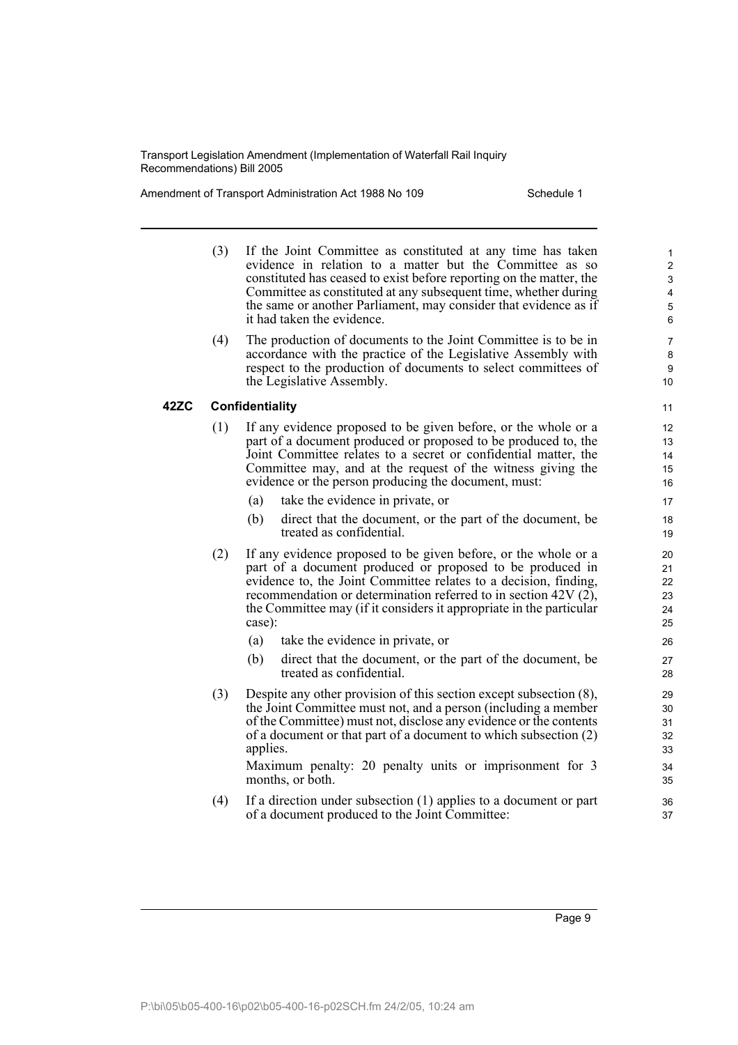(3) If the Joint Committee as constituted at any time has taken evidence in relation to a matter but the Committee as so constituted has ceased to exist before reporting on the matter, the Committee as constituted at any subsequent time, whether during the same or another Parliament, may consider that evidence as if it had taken the evidence.

(4) The production of documents to the Joint Committee is to be in accordance with the practice of the Legislative Assembly with respect to the production of documents to select committees of the Legislative Assembly.

**42ZC Confidentiality**

(1) If any evidence proposed to be given before, or the whole or a part of a document produced or proposed to be produced to, the Joint Committee relates to a secret or confidential matter, the Committee may, and at the request of the witness giving the evidence or the person producing the document, must:

(a) take the evidence in private, or

(b) direct that the document, or the part of the document, be treated as confidential.

(2) If any evidence proposed to be given before, or the whole or a part of a document produced or proposed to be produced in evidence to, the Joint Committee relates to a decision, finding, recommendation or determination referred to in section 42V (2), the Committee may (if it considers it appropriate in the particular case):

(a) take the evidence in private, or

(b) direct that the document, or the part of the document, be treated as confidential.

(3) Despite any other provision of this section except subsection (8), the Joint Committee must not, and a person (including a member of the Committee) must not, disclose any evidence or the contents of a document or that part of a document to which subsection (2) applies.

Maximum penalty: 20 penalty units or imprisonment for 3 months, or both.

(4) If a direction under subsection (1) applies to a document or part of a document produced to the Joint Committee: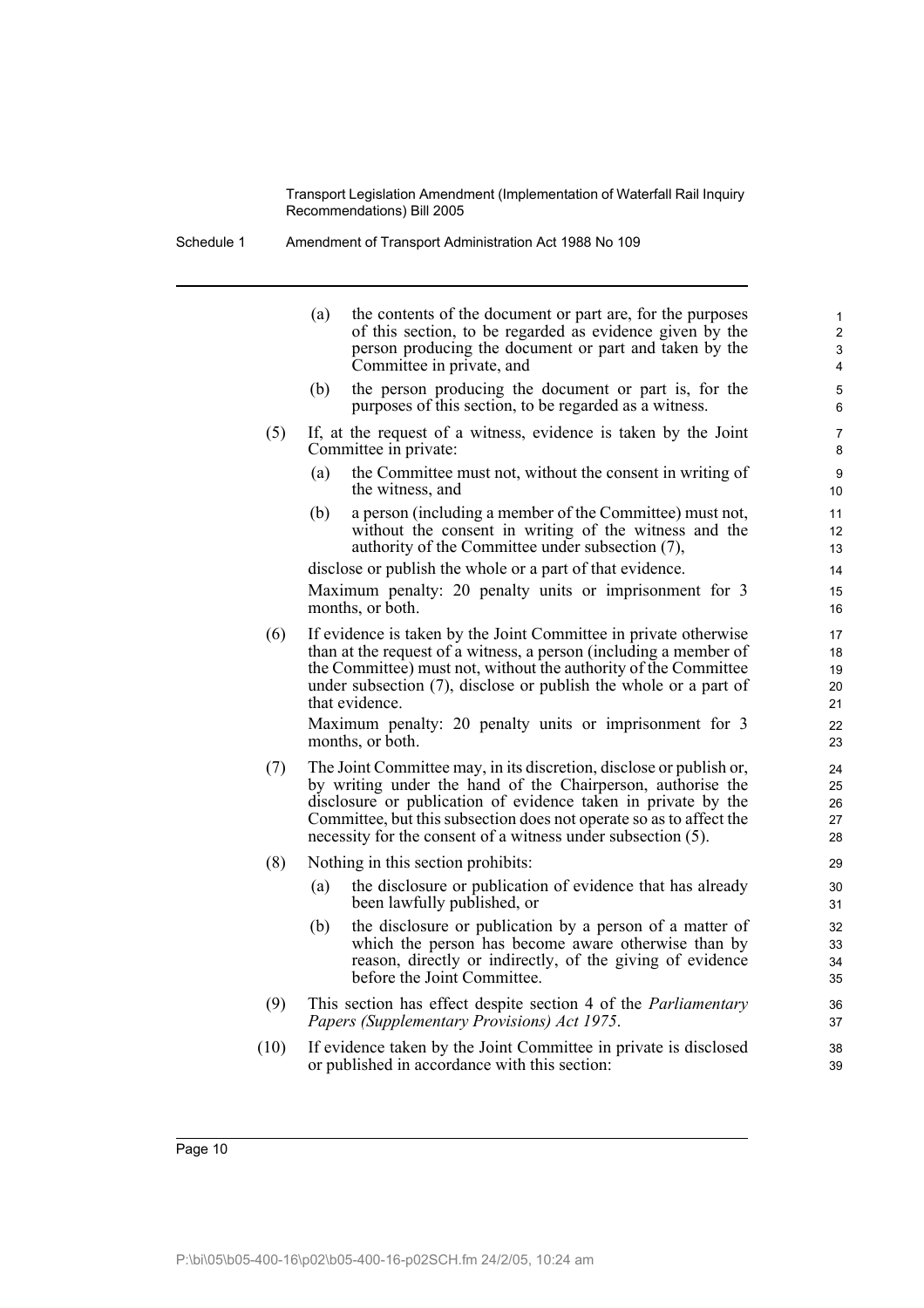(a) the contents of the document or part are, for the purposes of this section, to be regarded as evidence given by the person producing the document or part and taken by the Committee in private, and

(b) the person producing the document or part is, for the purposes of this section, to be regarded as a witness.

(5) If, at the request of a witness, evidence is taken by the Joint Committee in private:

(a) the Committee must not, without the consent in writing of the witness, and

(b) a person (including a member of the Committee) must not, without the consent in writing of the witness and the authority of the Committee under subsection (7),

disclose or publish the whole or a part of that evidence.

Maximum penalty: 20 penalty units or imprisonment for 3 months, or both.

(6) If evidence is taken by the Joint Committee in private otherwise than at the request of a witness, a person (including a member of the Committee) must not, without the authority of the Committee under subsection (7), disclose or publish the whole or a part of that evidence.

Maximum penalty: 20 penalty units or imprisonment for 3 months, or both.

(7) The Joint Committee may, in its discretion, disclose or publish or, by writing under the hand of the Chairperson, authorise the disclosure or publication of evidence taken in private by the Committee, but this subsection does not operate so as to affect the necessity for the consent of a witness under subsection (5).

(8) Nothing in this section prohibits:

(a) the disclosure or publication of evidence that has already been lawfully published, or

(b) the disclosure or publication by a person of a matter of which the person has become aware otherwise than by reason, directly or indirectly, of the giving of evidence before the Joint Committee.

(9) This section has effect despite section 4 of the *Parliamentary Papers (Supplementary Provisions) Act 1975*.

(10) If evidence taken by the Joint Committee in private is disclosed or published in accordance with this section: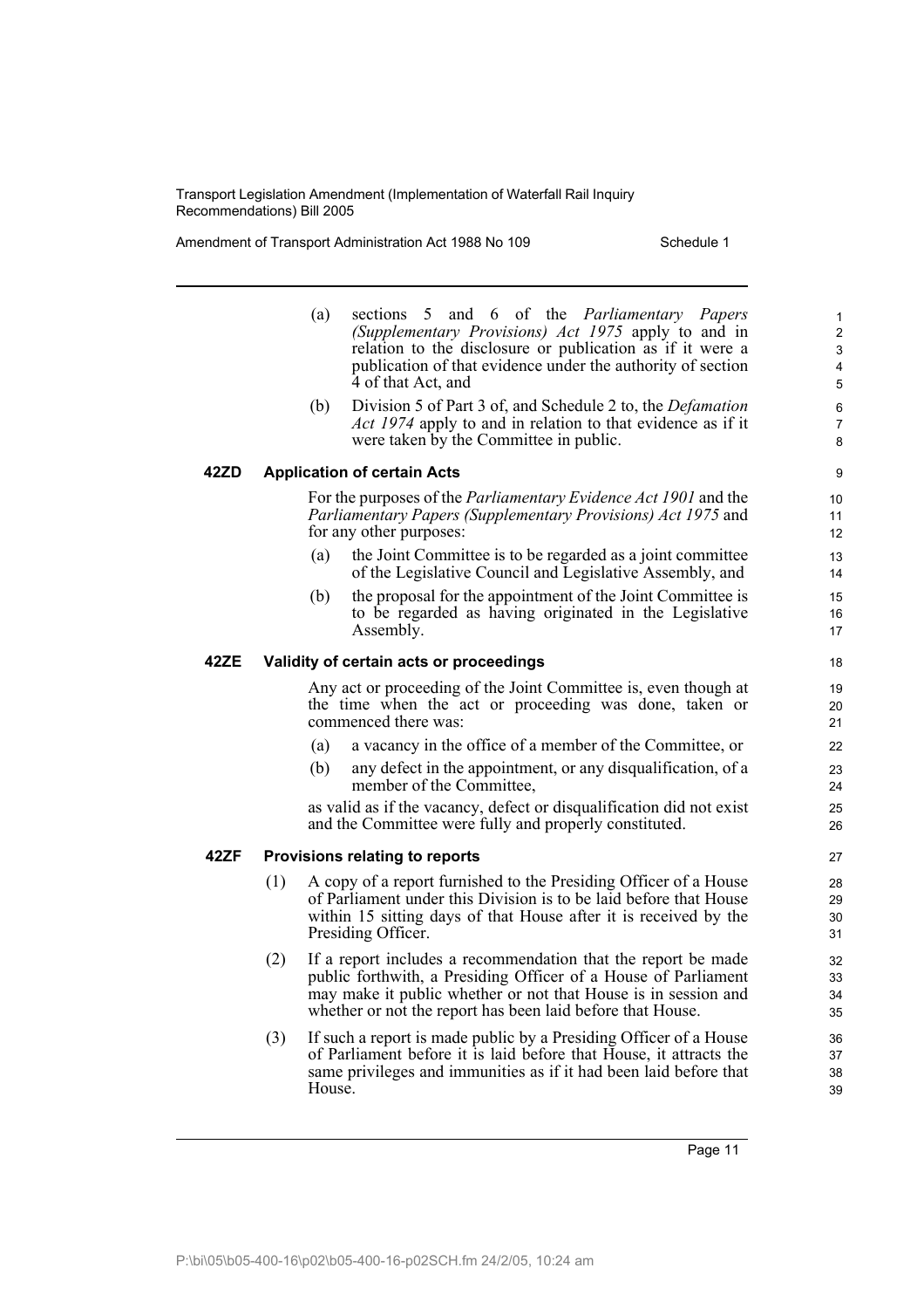(a) sections 5 and 6 of the *Parliamentary Papers (Supplementary Provisions) Act 1975* apply to and in relation to the disclosure or publication as if it were a publication of that evidence under the authority of section 4 of that Act, and

(b) Division 5 of Part 3 of, and Schedule 2 to, the *Defamation Act 1974* apply to and in relation to that evidence as if it were taken by the Committee in public.

**42ZD Application of certain Acts**

For the purposes of the *Parliamentary Evidence Act 1901* and the *Parliamentary Papers (Supplementary Provisions) Act 1975* and for any other purposes:

(a) the Joint Committee is to be regarded as a joint committee of the Legislative Council and Legislative Assembly, and

(b) the proposal for the appointment of the Joint Committee is to be regarded as having originated in the Legislative Assembly.

**42ZE Validity of certain acts or proceedings**

Any act or proceeding of the Joint Committee is, even though at the time when the act or proceeding was done, taken or commenced there was:

(a) a vacancy in the office of a member of the Committee, or

(b) any defect in the appointment, or any disqualification, of a member of the Committee,

as valid as if the vacancy, defect or disqualification did not exist and the Committee were fully and properly constituted.

**42ZF Provisions relating to reports**

(1) A copy of a report furnished to the Presiding Officer of a House of Parliament under this Division is to be laid before that House within 15 sitting days of that House after it is received by the Presiding Officer.

(2) If a report includes a recommendation that the report be made public forthwith, a Presiding Officer of a House of Parliament may make it public whether or not that House is in session and whether or not the report has been laid before that House.

(3) If such a report is made public by a Presiding Officer of a House of Parliament before it is laid before that House, it attracts the same privileges and immunities as if it had been laid before that House.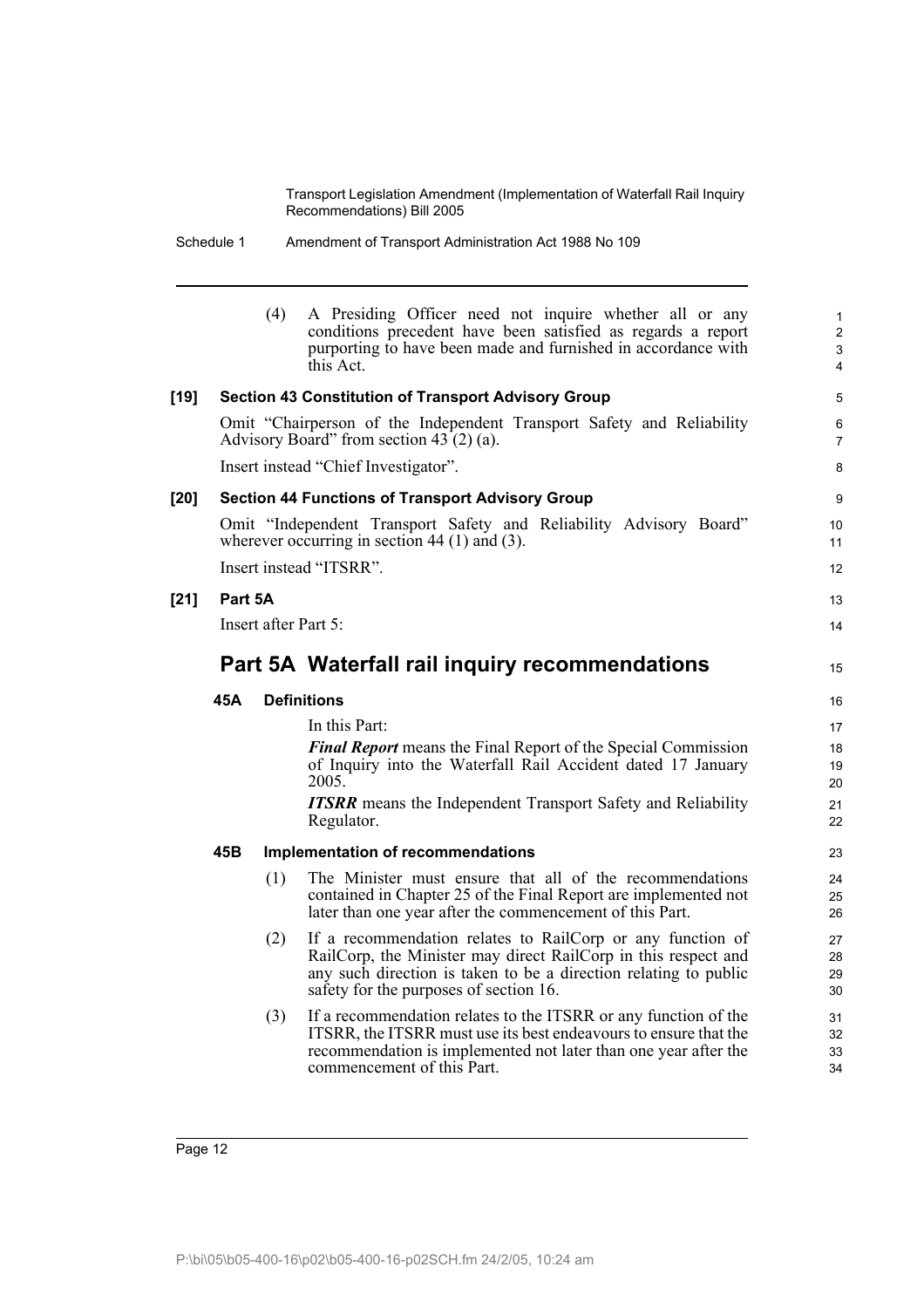(4) A Presiding Officer need not inquire whether all or any conditions precedent have been satisfied as regards a report purporting to have been made and furnished in accordance with this Act.

**[19] Section 43 Constitution of Transport Advisory Group**

Omit "Chairperson of the Independent Transport Safety and Reliability Advisory Board" from section 43 (2) (a).

Insert instead "Chief Investigator".

**[20] Section 44 Functions of Transport Advisory Group**

Omit "Independent Transport Safety and Reliability Advisory Board" wherever occurring in section 44 (1) and (3).

Insert instead "ITSRR".

**[21] Part 5A**

Insert after Part 5:

## Part 5A Waterfall rail inquiry recommendations

### 45A Definitions

In this Part:

***Final Report*** means the Final Report of the Special Commission of Inquiry into the Waterfall Rail Accident dated 17 January 2005.

***ITSRR*** means the Independent Transport Safety and Reliability Regulator.

### 45B Implementation of recommendations

(1) The Minister must ensure that all of the recommendations contained in Chapter 25 of the Final Report are implemented not later than one year after the commencement of this Part.

(2) If a recommendation relates to RailCorp or any function of RailCorp, the Minister may direct RailCorp in this respect and any such direction is taken to be a direction relating to public safety for the purposes of section 16.

(3) If a recommendation relates to the ITSRR or any function of the ITSRR, the ITSRR must use its best endeavours to ensure that the recommendation is implemented not later than one year after the commencement of this Part.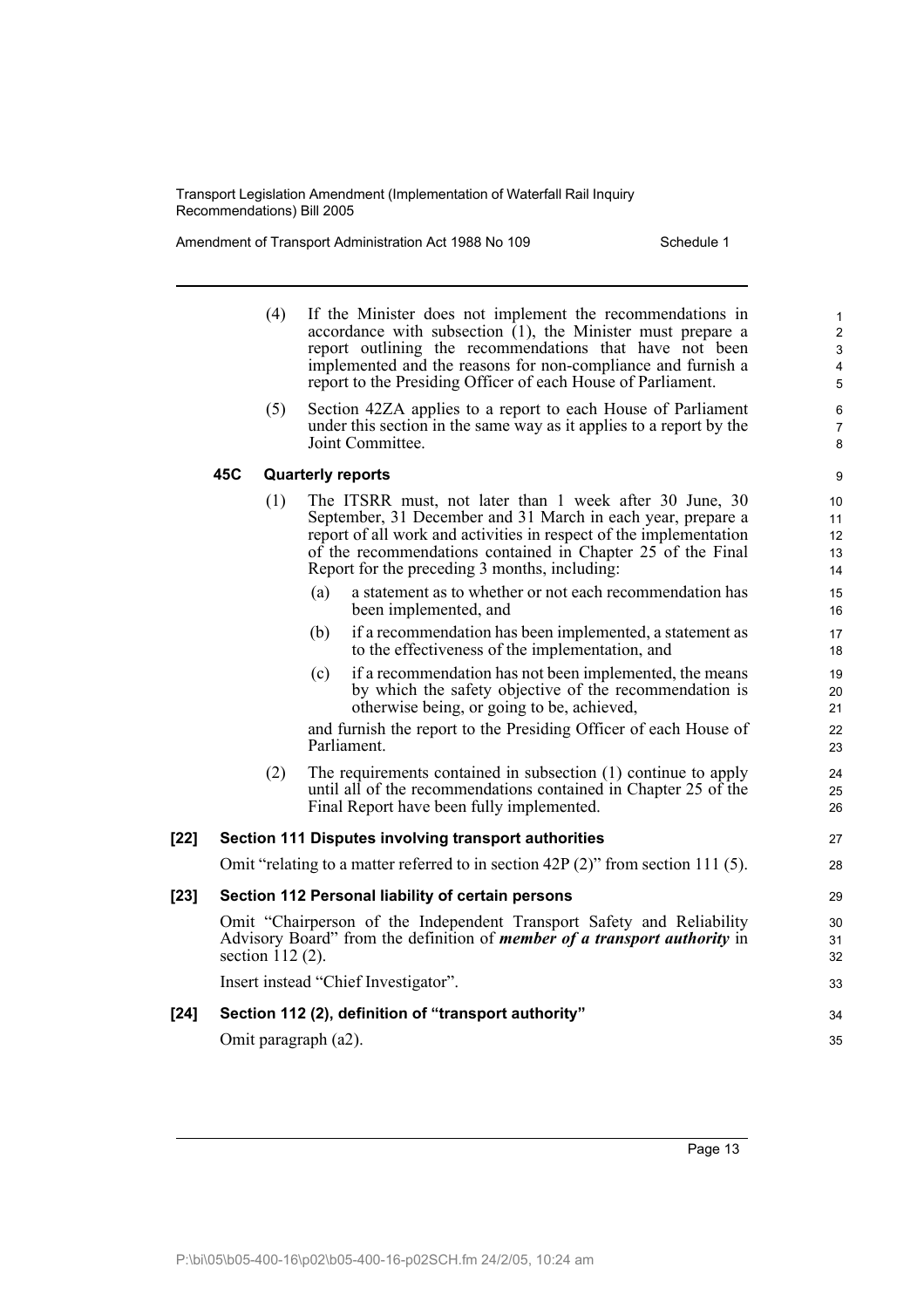(4) If the Minister does not implement the recommendations in accordance with subsection (1), the Minister must prepare a report outlining the recommendations that have not been implemented and the reasons for non-compliance and furnish a report to the Presiding Officer of each House of Parliament.

(5) Section 42ZA applies to a report to each House of Parliament under this section in the same way as it applies to a report by the Joint Committee.

**45C Quarterly reports**

(1) The ITSRR must, not later than 1 week after 30 June, 30 September, 31 December and 31 March in each year, prepare a report of all work and activities in respect of the implementation of the recommendations contained in Chapter 25 of the Final Report for the preceding 3 months, including:

(a) a statement as to whether or not each recommendation has been implemented, and

(b) if a recommendation has been implemented, a statement as to the effectiveness of the implementation, and

(c) if a recommendation has not been implemented, the means by which the safety objective of the recommendation is otherwise being, or going to be, achieved,

and furnish the report to the Presiding Officer of each House of Parliament.

(2) The requirements contained in subsection (1) continue to apply until all of the recommendations contained in Chapter 25 of the Final Report have been fully implemented.

**[22] Section 111 Disputes involving transport authorities**

Omit "relating to a matter referred to in section 42P (2)" from section 111 (5).

**[23] Section 112 Personal liability of certain persons**

Omit "Chairperson of the Independent Transport Safety and Reliability Advisory Board" from the definition of ***member of a transport authority*** in section 112 (2).

Insert instead "Chief Investigator".

**[24] Section 112 (2), definition of "transport authority"**

Omit paragraph (a2).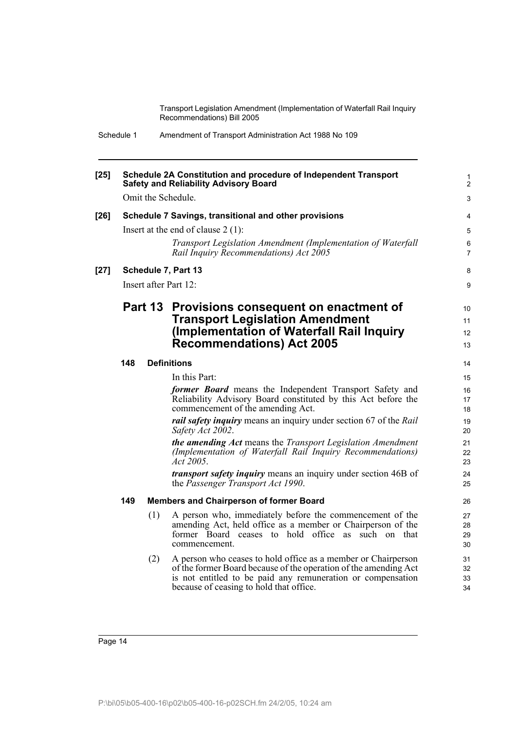**[25] Schedule 2A Constitution and procedure of Independent Transport Safety and Reliability Advisory Board**

Omit the Schedule.

**[26] Schedule 7 Savings, transitional and other provisions**

Insert at the end of clause 2 (1):

*Transport Legislation Amendment (Implementation of Waterfall Rail Inquiry Recommendations) Act 2005*

**[27] Schedule 7, Part 13**

Insert after Part 12:

## Part 13 Provisions consequent on enactment of Transport Legislation Amendment (Implementation of Waterfall Rail Inquiry Recommendations) Act 2005

### 148 Definitions

In this Part:

***former Board*** means the Independent Transport Safety and Reliability Advisory Board constituted by this Act before the commencement of the amending Act.

***rail safety inquiry*** means an inquiry under section 67 of the *Rail Safety Act 2002*.

***the amending Act*** means the *Transport Legislation Amendment (Implementation of Waterfall Rail Inquiry Recommendations) Act 2005*.

***transport safety inquiry*** means an inquiry under section 46B of the *Passenger Transport Act 1990*.

### 149 Members and Chairperson of former Board

(1) A person who, immediately before the commencement of the amending Act, held office as a member or Chairperson of the former Board ceases to hold office as such on that commencement.

(2) A person who ceases to hold office as a member or Chairperson of the former Board because of the operation of the amending Act is not entitled to be paid any remuneration or compensation because of ceasing to hold that office.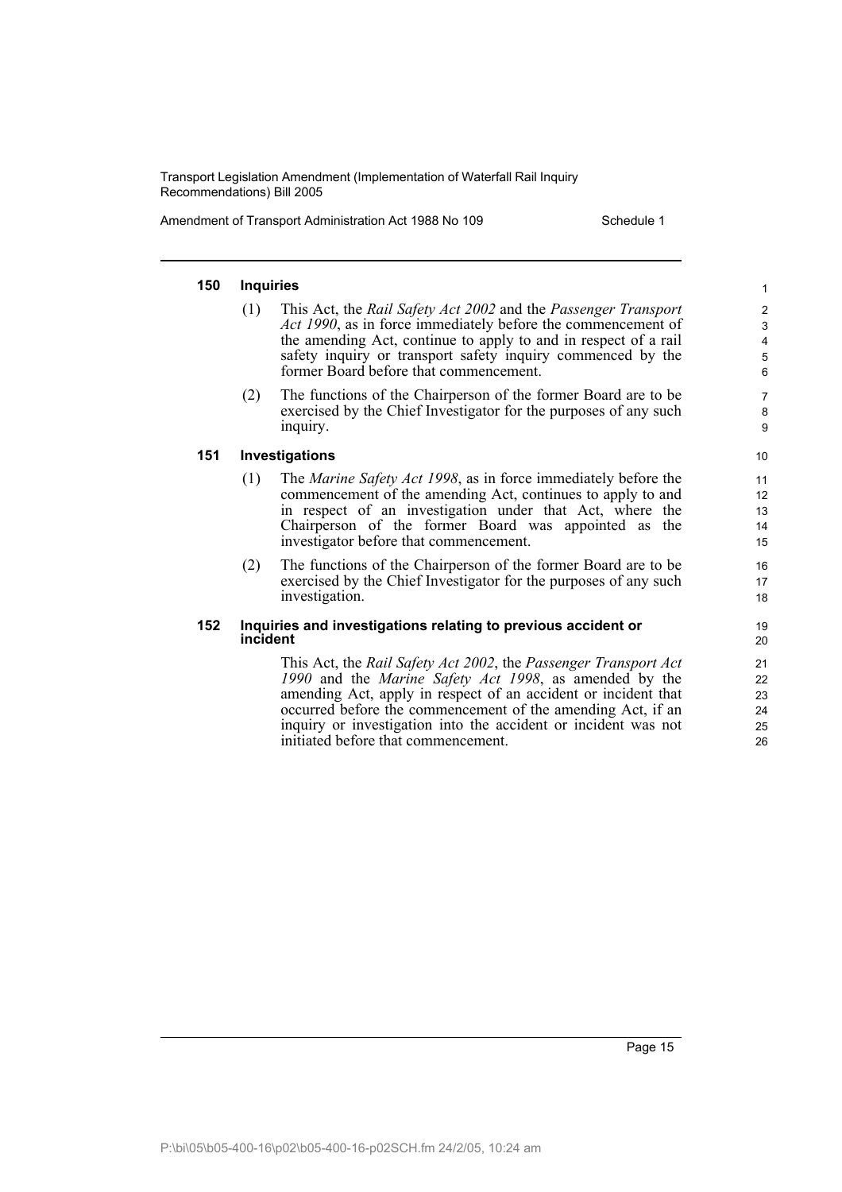#### 150 Inquiries

(1) This Act, the *Rail Safety Act 2002* and the *Passenger Transport Act 1990*, as in force immediately before the commencement of the amending Act, continue to apply to and in respect of a rail safety inquiry or transport safety inquiry commenced by the former Board before that commencement.

(2) The functions of the Chairperson of the former Board are to be exercised by the Chief Investigator for the purposes of any such inquiry.

#### 151 Investigations

(1) The *Marine Safety Act 1998*, as in force immediately before the commencement of the amending Act, continues to apply to and in respect of an investigation under that Act, where the Chairperson of the former Board was appointed as the investigator before that commencement.

(2) The functions of the Chairperson of the former Board are to be exercised by the Chief Investigator for the purposes of any such investigation.

#### 152 Inquiries and investigations relating to previous accident or incident

This Act, the *Rail Safety Act 2002*, the *Passenger Transport Act 1990* and the *Marine Safety Act 1998*, as amended by the amending Act, apply in respect of an accident or incident that occurred before the commencement of the amending Act, if an inquiry or investigation into the accident or incident was not initiated before that commencement.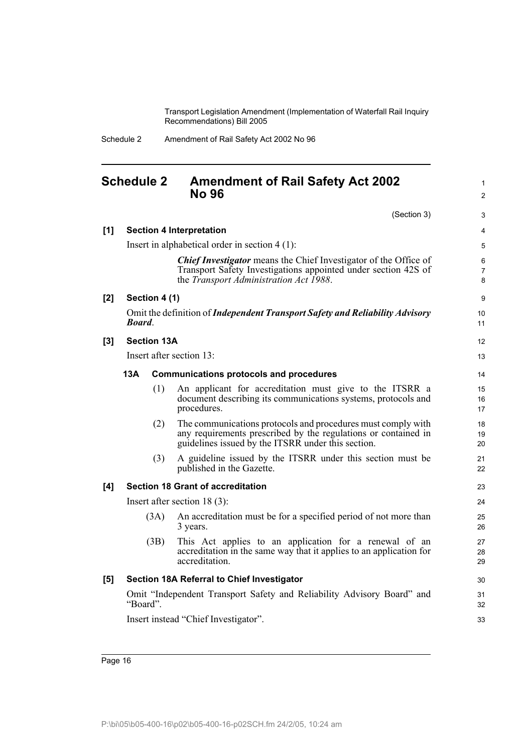## Schedule 2 Amendment of Rail Safety Act 2002 No 96

(Section 3)

**[1] Section 4 Interpretation**

Insert in alphabetical order in section 4 (1):

> ***Chief Investigator*** means the Chief Investigator of the Office of Transport Safety Investigations appointed under section 42S of the *Transport Administration Act 1988*.

**[2] Section 4 (1)**

Omit the definition of ***Independent Transport Safety and Reliability Advisory Board***.

**[3] Section 13A**

Insert after section 13:

> **13A Communications protocols and procedures**
>
> (1) An applicant for accreditation must give to the ITSRR a document describing its communications systems, protocols and procedures.
>
> (2) The communications protocols and procedures must comply with any requirements prescribed by the regulations or contained in guidelines issued by the ITSRR under this section.
>
> (3) A guideline issued by the ITSRR under this section must be published in the Gazette.

**[4] Section 18 Grant of accreditation**

Insert after section 18 (3):

> (3A) An accreditation must be for a specified period of not more than 3 years.
>
> (3B) This Act applies to an application for a renewal of an accreditation in the same way that it applies to an application for accreditation.

**[5] Section 18A Referral to Chief Investigator**

Omit "Independent Transport Safety and Reliability Advisory Board" and "Board".

Insert instead "Chief Investigator".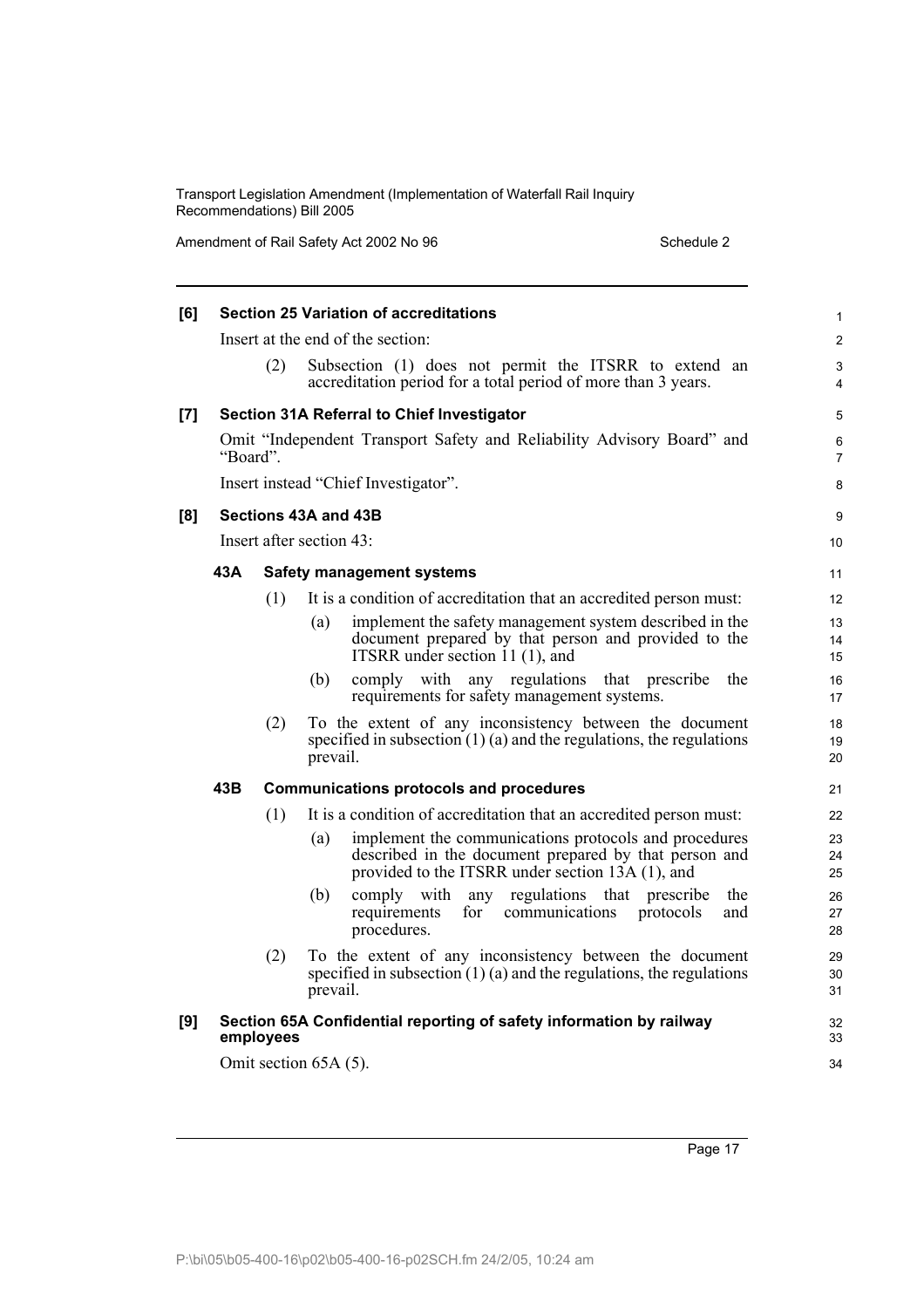**[6] Section 25 Variation of accreditations**

Insert at the end of the section:

(2) Subsection (1) does not permit the ITSRR to extend an accreditation period for a total period of more than 3 years.

**[7] Section 31A Referral to Chief Investigator**

Omit "Independent Transport Safety and Reliability Advisory Board" and "Board".

Insert instead "Chief Investigator".

**[8] Sections 43A and 43B**

Insert after section 43:

**43A Safety management systems**

(1) It is a condition of accreditation that an accredited person must:

(a) implement the safety management system described in the document prepared by that person and provided to the ITSRR under section 11 (1), and

(b) comply with any regulations that prescribe the requirements for safety management systems.

(2) To the extent of any inconsistency between the document specified in subsection (1) (a) and the regulations, the regulations prevail.

**43B Communications protocols and procedures**

(1) It is a condition of accreditation that an accredited person must:

(a) implement the communications protocols and procedures described in the document prepared by that person and provided to the ITSRR under section 13A (1), and

(b) comply with any regulations that prescribe the requirements for communications protocols and procedures.

(2) To the extent of any inconsistency between the document specified in subsection (1) (a) and the regulations, the regulations prevail.

**[9] Section 65A Confidential reporting of safety information by railway employees**

Omit section 65A (5).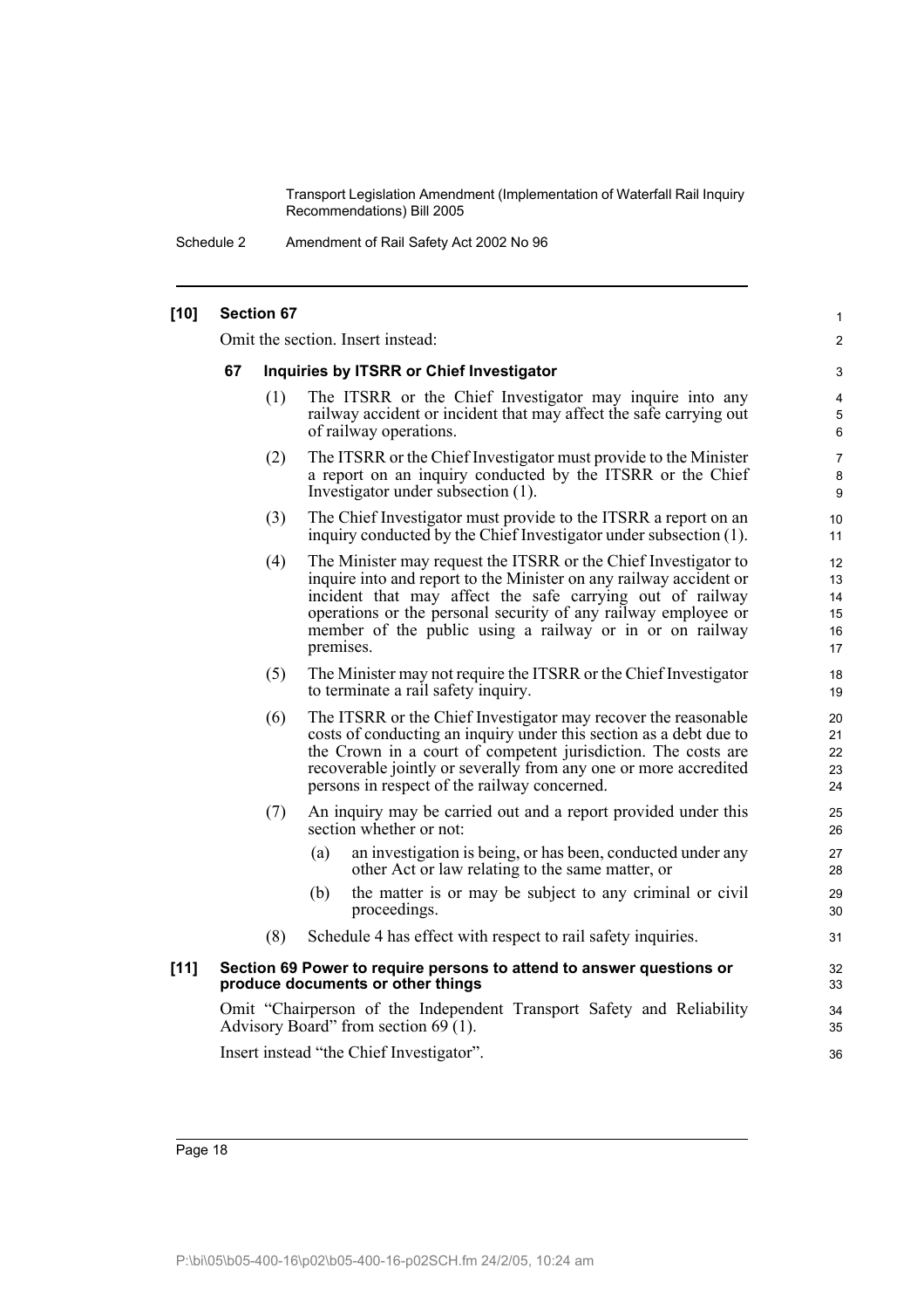**[10] Section 67**

Omit the section. Insert instead:

**67 Inquiries by ITSRR or Chief Investigator**

(1) The ITSRR or the Chief Investigator may inquire into any railway accident or incident that may affect the safe carrying out of railway operations.

(2) The ITSRR or the Chief Investigator must provide to the Minister a report on an inquiry conducted by the ITSRR or the Chief Investigator under subsection (1).

(3) The Chief Investigator must provide to the ITSRR a report on an inquiry conducted by the Chief Investigator under subsection (1).

(4) The Minister may request the ITSRR or the Chief Investigator to inquire into and report to the Minister on any railway accident or incident that may affect the safe carrying out of railway operations or the personal security of any railway employee or member of the public using a railway or in or on railway premises.

(5) The Minister may not require the ITSRR or the Chief Investigator to terminate a rail safety inquiry.

(6) The ITSRR or the Chief Investigator may recover the reasonable costs of conducting an inquiry under this section as a debt due to the Crown in a court of competent jurisdiction. The costs are recoverable jointly or severally from any one or more accredited persons in respect of the railway concerned.

(7) An inquiry may be carried out and a report provided under this section whether or not:

(a) an investigation is being, or has been, conducted under any other Act or law relating to the same matter, or

(b) the matter is or may be subject to any criminal or civil proceedings.

(8) Schedule 4 has effect with respect to rail safety inquiries.

**[11] Section 69 Power to require persons to attend to answer questions or produce documents or other things**

Omit "Chairperson of the Independent Transport Safety and Reliability Advisory Board" from section 69 (1).

Insert instead "the Chief Investigator".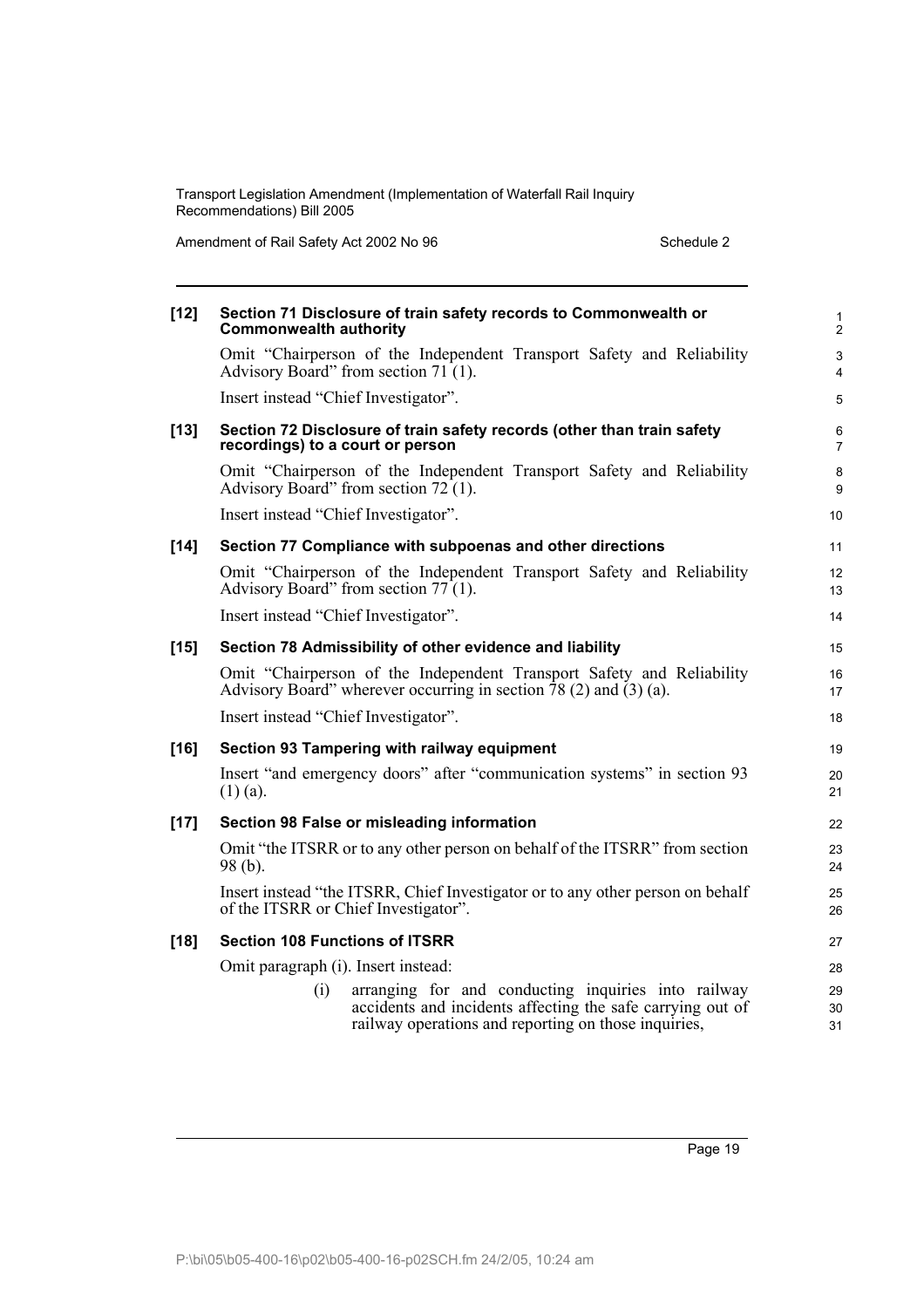**[12] Section 71 Disclosure of train safety records to Commonwealth or Commonwealth authority**

Omit "Chairperson of the Independent Transport Safety and Reliability Advisory Board" from section 71 (1).

Insert instead "Chief Investigator".

**[13] Section 72 Disclosure of train safety records (other than train safety recordings) to a court or person**

Omit "Chairperson of the Independent Transport Safety and Reliability Advisory Board" from section 72 (1).

Insert instead "Chief Investigator".

**[14] Section 77 Compliance with subpoenas and other directions**

Omit "Chairperson of the Independent Transport Safety and Reliability Advisory Board" from section 77 (1).

Insert instead "Chief Investigator".

**[15] Section 78 Admissibility of other evidence and liability**

Omit "Chairperson of the Independent Transport Safety and Reliability Advisory Board" wherever occurring in section 78 (2) and (3) (a).

Insert instead "Chief Investigator".

**[16] Section 93 Tampering with railway equipment**

Insert "and emergency doors" after "communication systems" in section 93 (1) (a).

**[17] Section 98 False or misleading information**

Omit "the ITSRR or to any other person on behalf of the ITSRR" from section 98 (b).

Insert instead "the ITSRR, Chief Investigator or to any other person on behalf of the ITSRR or Chief Investigator".

**[18] Section 108 Functions of ITSRR**

Omit paragraph (i). Insert instead:

(i) arranging for and conducting inquiries into railway accidents and incidents affecting the safe carrying out of railway operations and reporting on those inquiries,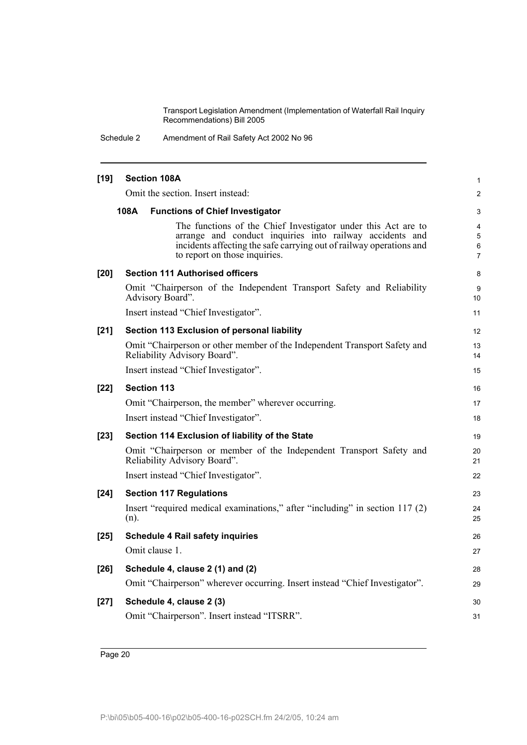**[19] Section 108A**

Omit the section. Insert instead:

**108A Functions of Chief Investigator**

The functions of the Chief Investigator under this Act are to arrange and conduct inquiries into railway accidents and incidents affecting the safe carrying out of railway operations and to report on those inquiries.

**[20] Section 111 Authorised officers**

Omit "Chairperson of the Independent Transport Safety and Reliability Advisory Board".

Insert instead "Chief Investigator".

**[21] Section 113 Exclusion of personal liability**

Omit "Chairperson or other member of the Independent Transport Safety and Reliability Advisory Board".

Insert instead "Chief Investigator".

**[22] Section 113**

Omit "Chairperson, the member" wherever occurring.

Insert instead "Chief Investigator".

**[23] Section 114 Exclusion of liability of the State**

Omit "Chairperson or member of the Independent Transport Safety and Reliability Advisory Board".

Insert instead "Chief Investigator".

**[24] Section 117 Regulations**

Insert "required medical examinations," after "including" in section 117 (2) (n).

**[25] Schedule 4 Rail safety inquiries**

Omit clause 1.

**[26] Schedule 4, clause 2 (1) and (2)**

Omit "Chairperson" wherever occurring. Insert instead "Chief Investigator".

**[27] Schedule 4, clause 2 (3)**

Omit "Chairperson". Insert instead "ITSRR".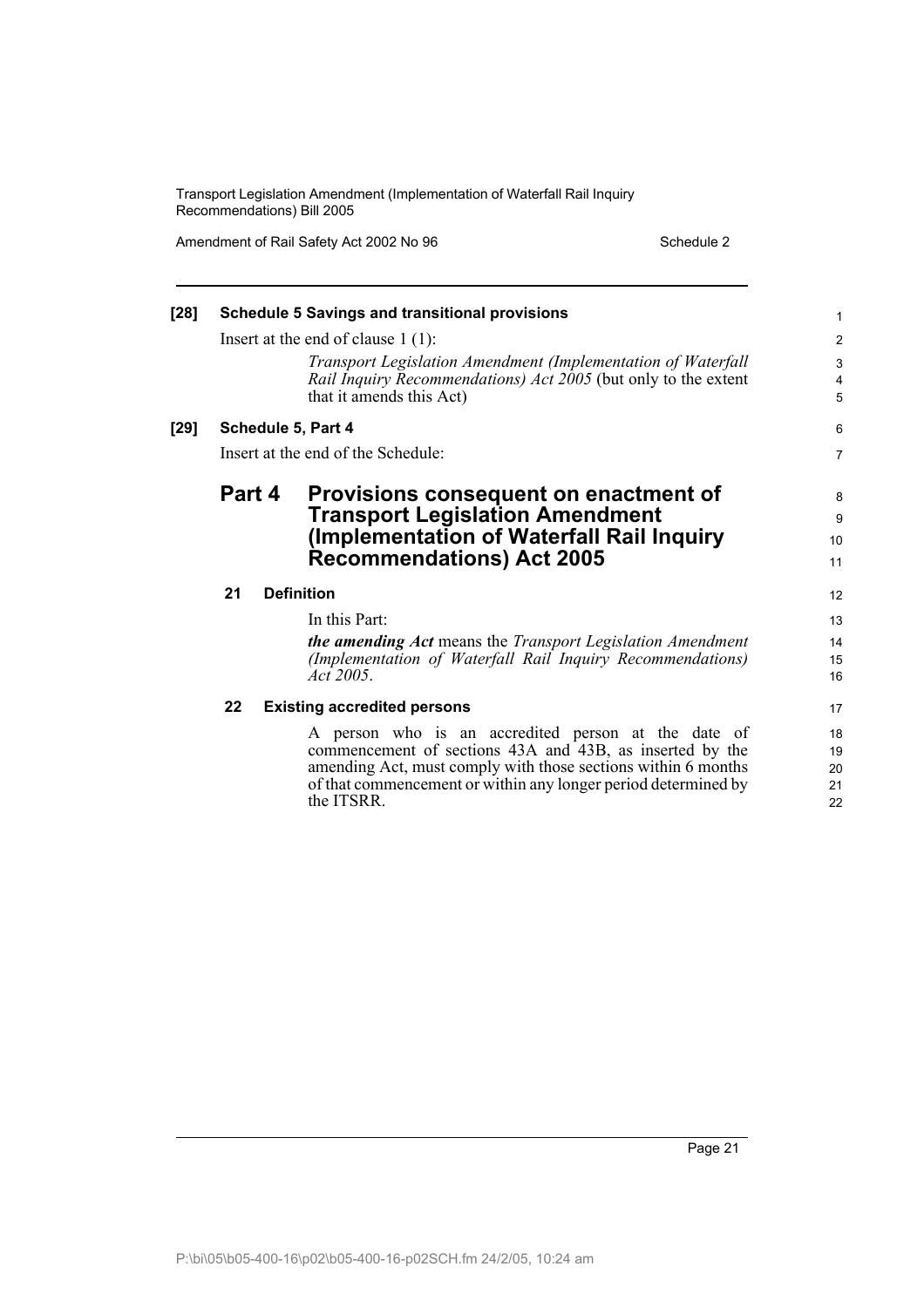**[28] Schedule 5 Savings and transitional provisions**

Insert at the end of clause 1 (1):

*Transport Legislation Amendment (Implementation of Waterfall Rail Inquiry Recommendations) Act 2005* (but only to the extent that it amends this Act)

**[29] Schedule 5, Part 4**

Insert at the end of the Schedule:

## Part 4 Provisions consequent on enactment of Transport Legislation Amendment (Implementation of Waterfall Rail Inquiry Recommendations) Act 2005

### 21 Definition

In this Part:

***the amending Act*** means the *Transport Legislation Amendment (Implementation of Waterfall Rail Inquiry Recommendations) Act 2005*.

### 22 Existing accredited persons

A person who is an accredited person at the date of commencement of sections 43A and 43B, as inserted by the amending Act, must comply with those sections within 6 months of that commencement or within any longer period determined by the ITSRR.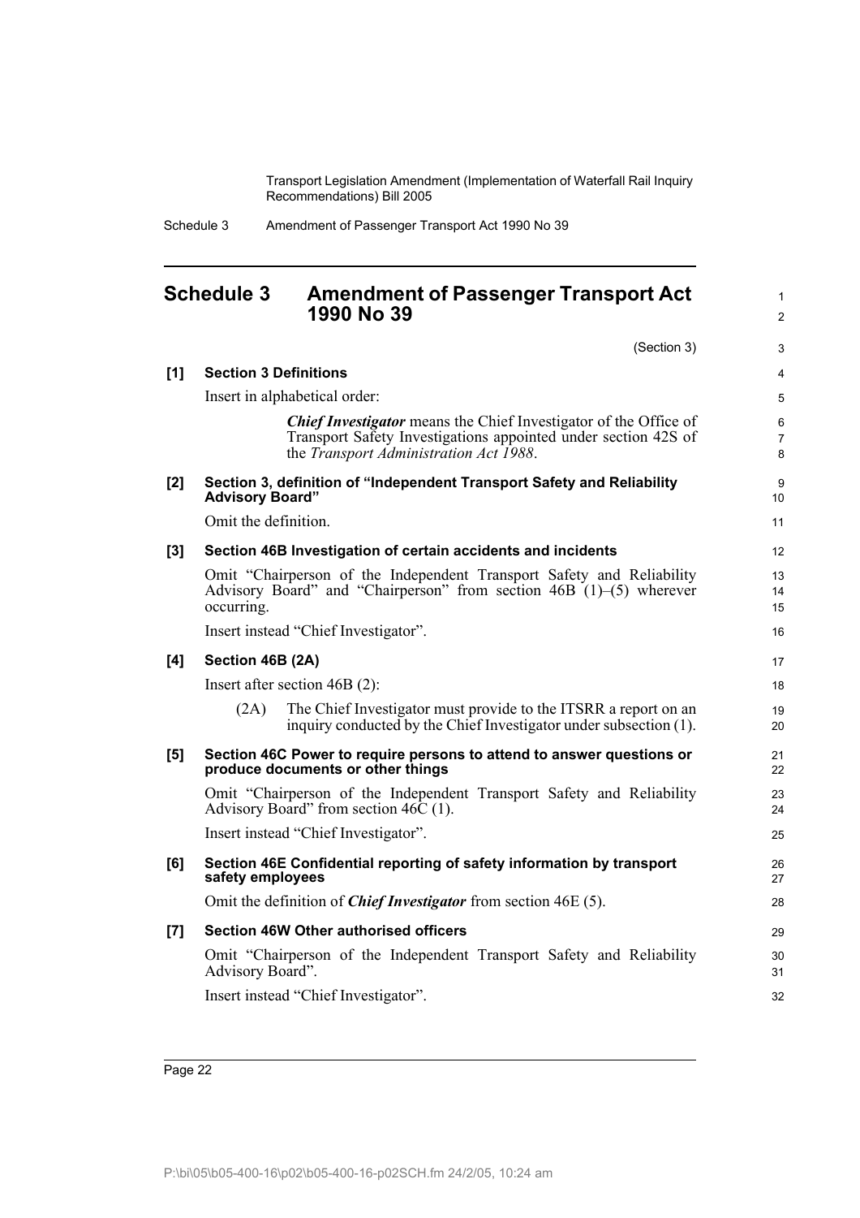## Schedule 3 Amendment of Passenger Transport Act 1990 No 39

(Section 3)

**[1] Section 3 Definitions**

Insert in alphabetical order:

> ***Chief Investigator*** means the Chief Investigator of the Office of Transport Safety Investigations appointed under section 42S of the *Transport Administration Act 1988*.

**[2] Section 3, definition of "Independent Transport Safety and Reliability Advisory Board"**

Omit the definition.

**[3] Section 46B Investigation of certain accidents and incidents**

Omit "Chairperson of the Independent Transport Safety and Reliability Advisory Board" and "Chairperson" from section 46B (1)–(5) wherever occurring.

Insert instead "Chief Investigator".

**[4] Section 46B (2A)**

Insert after section 46B (2):

> (2A) The Chief Investigator must provide to the ITSRR a report on an inquiry conducted by the Chief Investigator under subsection (1).

**[5] Section 46C Power to require persons to attend to answer questions or produce documents or other things**

Omit "Chairperson of the Independent Transport Safety and Reliability Advisory Board" from section 46C (1).

Insert instead "Chief Investigator".

**[6] Section 46E Confidential reporting of safety information by transport safety employees**

Omit the definition of ***Chief Investigator*** from section 46E (5).

**[7] Section 46W Other authorised officers**

Omit "Chairperson of the Independent Transport Safety and Reliability Advisory Board".

Insert instead "Chief Investigator".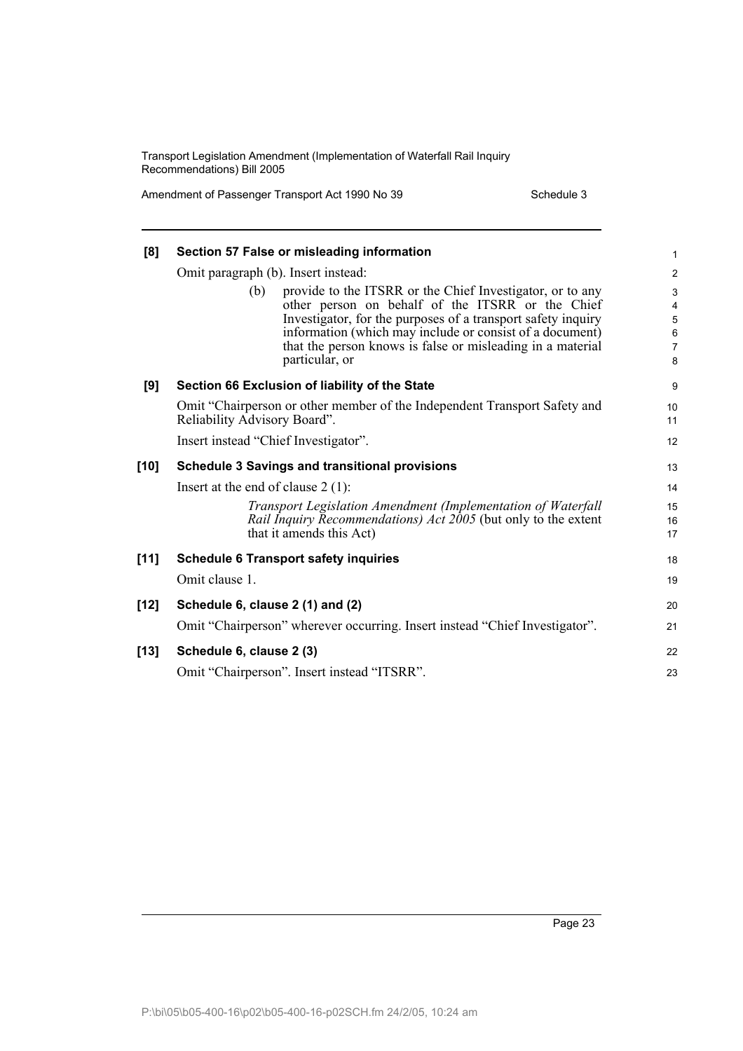**[8] Section 57 False or misleading information**

Omit paragraph (b). Insert instead:

(b) provide to the ITSRR or the Chief Investigator, or to any other person on behalf of the ITSRR or the Chief Investigator, for the purposes of a transport safety inquiry information (which may include or consist of a document) that the person knows is false or misleading in a material particular, or

**[9] Section 66 Exclusion of liability of the State**

Omit "Chairperson or other member of the Independent Transport Safety and Reliability Advisory Board".

Insert instead "Chief Investigator".

**[10] Schedule 3 Savings and transitional provisions**

Insert at the end of clause 2 (1):

*Transport Legislation Amendment (Implementation of Waterfall Rail Inquiry Recommendations) Act 2005* (but only to the extent that it amends this Act)

**[11] Schedule 6 Transport safety inquiries**

Omit clause 1.

**[12] Schedule 6, clause 2 (1) and (2)**

Omit "Chairperson" wherever occurring. Insert instead "Chief Investigator".

**[13] Schedule 6, clause 2 (3)**

Omit "Chairperson". Insert instead "ITSRR".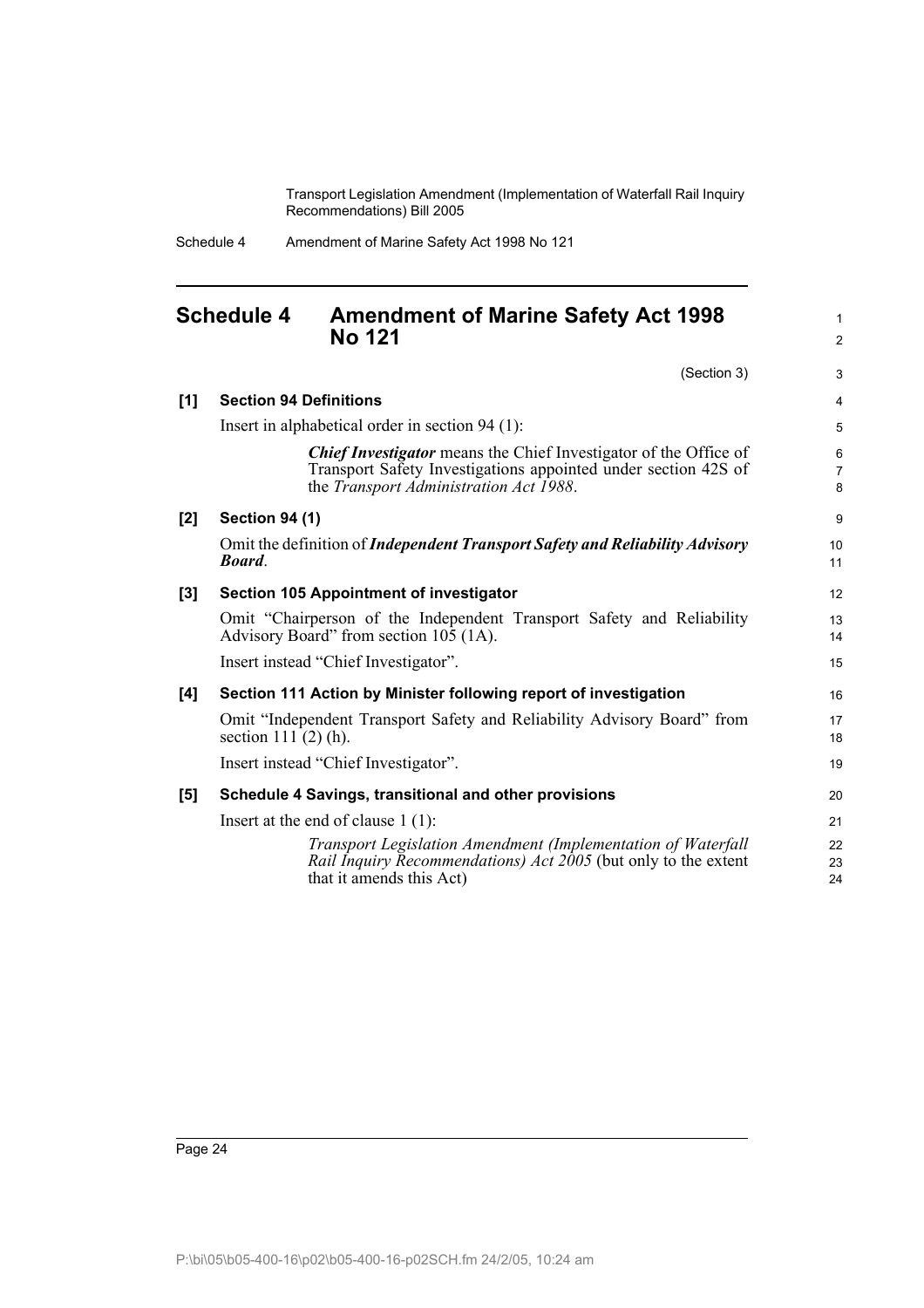## Schedule 4 Amendment of Marine Safety Act 1998 No 121

(Section 3)

**[1] Section 94 Definitions**

Insert in alphabetical order in section 94 (1):

> ***Chief Investigator*** means the Chief Investigator of the Office of Transport Safety Investigations appointed under section 42S of the *Transport Administration Act 1988*.

**[2] Section 94 (1)**

Omit the definition of ***Independent Transport Safety and Reliability Advisory Board***.

**[3] Section 105 Appointment of investigator**

Omit "Chairperson of the Independent Transport Safety and Reliability Advisory Board" from section 105 (1A).

Insert instead "Chief Investigator".

**[4] Section 111 Action by Minister following report of investigation**

Omit "Independent Transport Safety and Reliability Advisory Board" from section 111 (2) (h).

Insert instead "Chief Investigator".

**[5] Schedule 4 Savings, transitional and other provisions**

Insert at the end of clause 1 (1):

> *Transport Legislation Amendment (Implementation of Waterfall Rail Inquiry Recommendations) Act 2005* (but only to the extent that it amends this Act)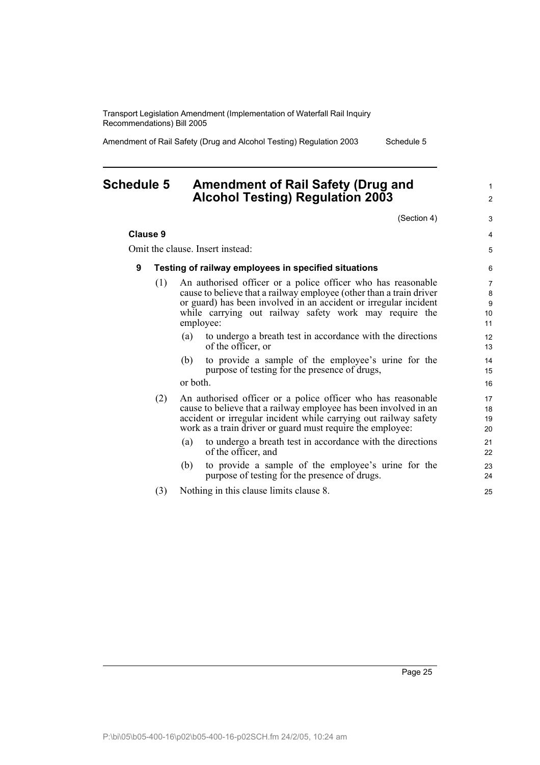# Schedule 5 Amendment of Rail Safety (Drug and Alcohol Testing) Regulation 2003

(Section 4)

**Clause 9**

Omit the clause. Insert instead:

**9 Testing of railway employees in specified situations**

(1) An authorised officer or a police officer who has reasonable cause to believe that a railway employee (other than a train driver or guard) has been involved in an accident or irregular incident while carrying out railway safety work may require the employee:

(a) to undergo a breath test in accordance with the directions of the officer, or

(b) to provide a sample of the employee's urine for the purpose of testing for the presence of drugs,

or both.

(2) An authorised officer or a police officer who has reasonable cause to believe that a railway employee has been involved in an accident or irregular incident while carrying out railway safety work as a train driver or guard must require the employee:

(a) to undergo a breath test in accordance with the directions of the officer, and

(b) to provide a sample of the employee's urine for the purpose of testing for the presence of drugs.

(3) Nothing in this clause limits clause 8.